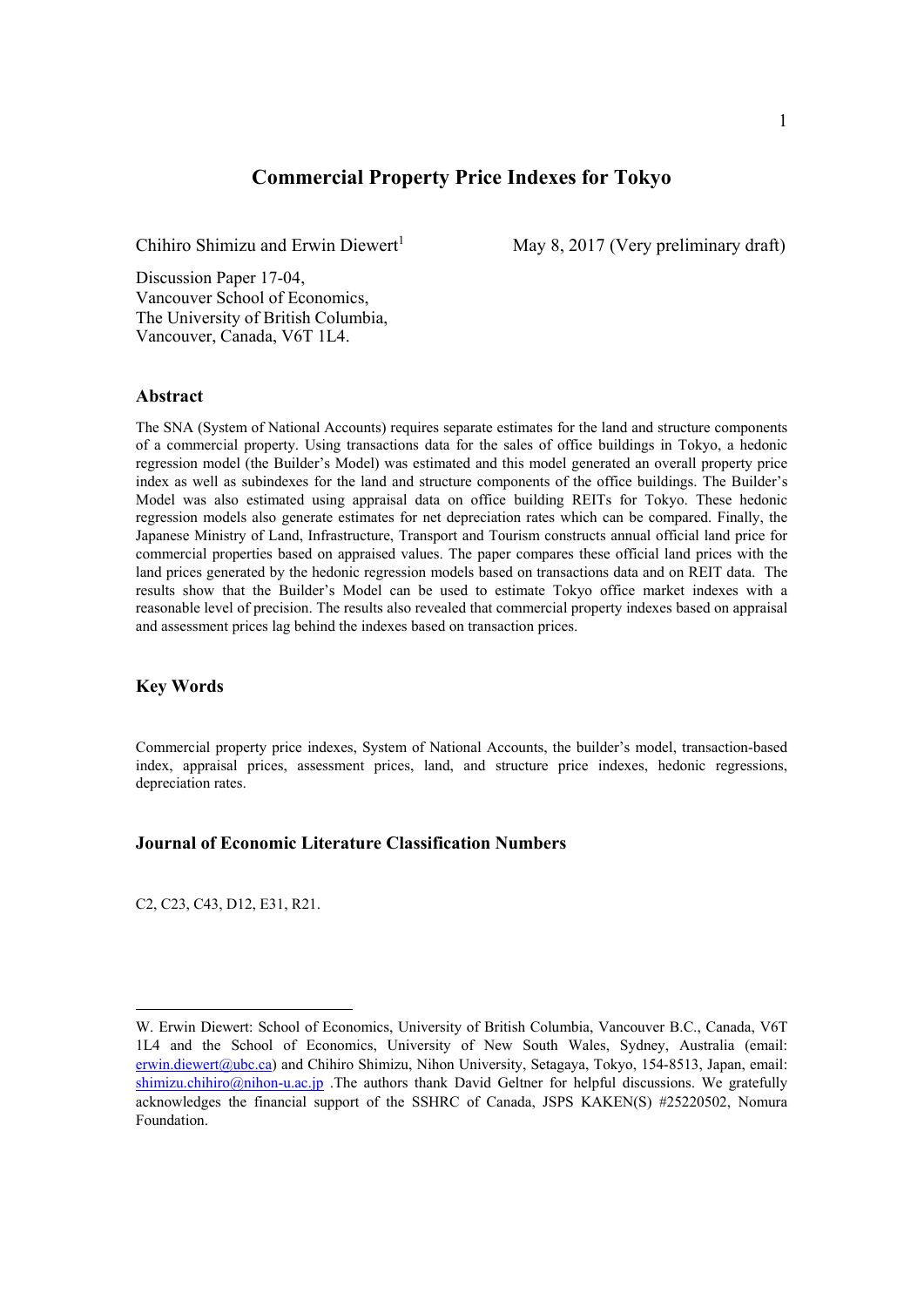# Commercial Property Price Indexes for Tokyo

Chihiro Shimizu and Erwin Diewert[1]

May 8, 2017 (Very preliminary draft)

Discussion Paper 17-04,
Vancouver School of Economics,
The University of British Columbia,
Vancouver, Canada, V6T 1L4.

## Abstract

The SNA (System of National Accounts) requires separate estimates for the land and structure components of a commercial property. Using transactions data for the sales of office buildings in Tokyo, a hedonic regression model (the Builder's Model) was estimated and this model generated an overall property price index as well as subindexes for the land and structure components of the office buildings. The Builder's Model was also estimated using appraisal data on office building REITs for Tokyo. These hedonic regression models also generate estimates for net depreciation rates which can be compared. Finally, the Japanese Ministry of Land, Infrastructure, Transport and Tourism constructs annual official land price for commercial properties based on appraised values. The paper compares these official land prices with the land prices generated by the hedonic regression models based on transactions data and on REIT data. The results show that the Builder's Model can be used to estimate Tokyo office market indexes with a reasonable level of precision. The results also revealed that commercial property indexes based on appraisal and assessment prices lag behind the indexes based on transaction prices.

## Key Words

Commercial property price indexes, System of National Accounts, the builder's model, transaction-based index, appraisal prices, assessment prices, land, and structure price indexes, hedonic regressions, depreciation rates.

## Journal of Economic Literature Classification Numbers

C2, C23, C43, D12, E31, R21.

---

[1] W. Erwin Diewert: School of Economics, University of British Columbia, Vancouver B.C., Canada, V6T 1L4 and the School of Economics, University of New South Wales, Sydney, Australia (email: erwin.diewert@ubc.ca) and Chihiro Shimizu, Nihon University, Setagaya, Tokyo, 154-8513, Japan, email: shimizu.chihiro@nihon-u.ac.jp .The authors thank David Geltner for helpful discussions. We gratefully acknowledges the financial support of the SSHRC of Canada, JSPS KAKEN(S) #25220502, Nomura Foundation.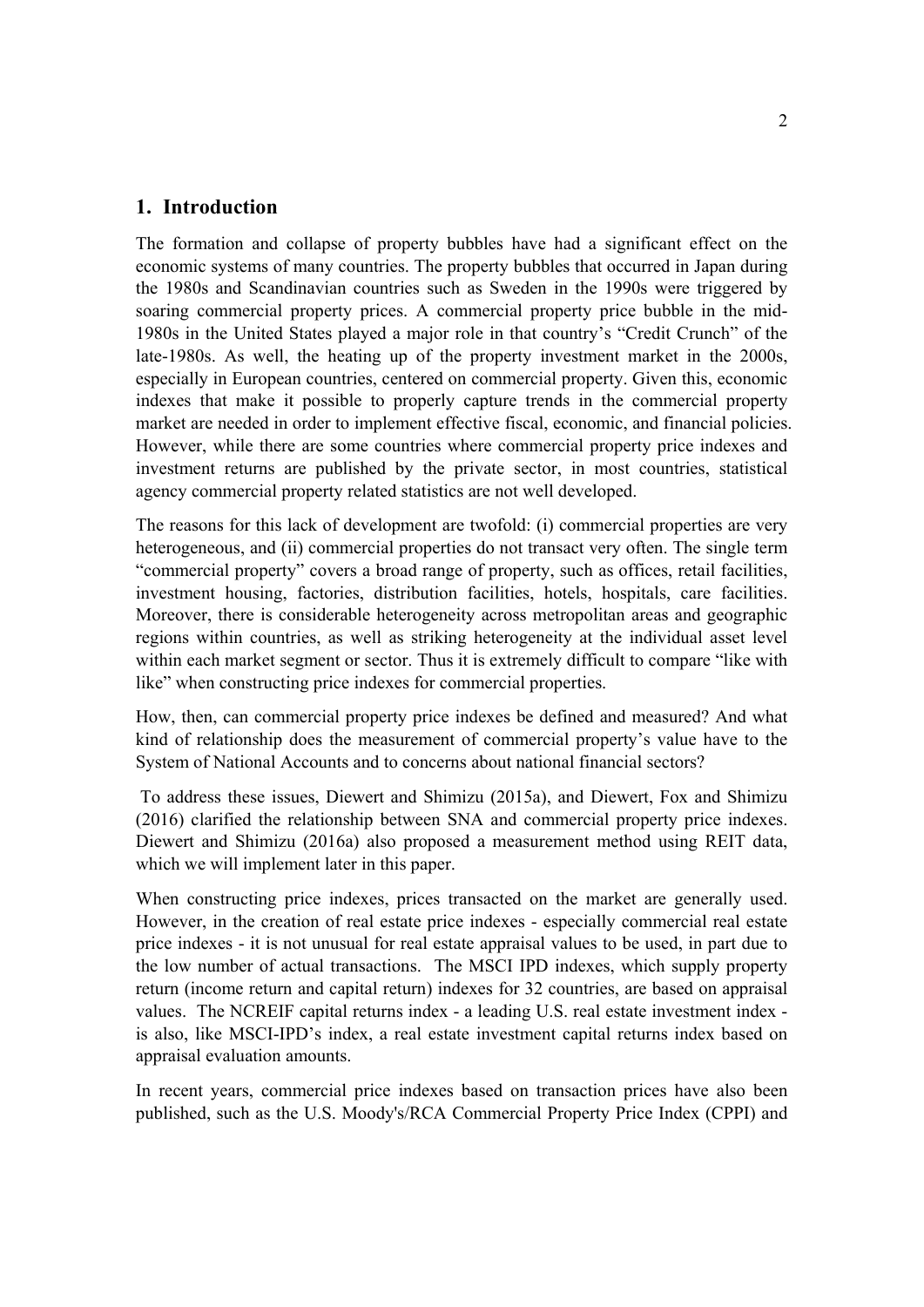## 1. Introduction

The formation and collapse of property bubbles have had a significant effect on the economic systems of many countries. The property bubbles that occurred in Japan during the 1980s and Scandinavian countries such as Sweden in the 1990s were triggered by soaring commercial property prices. A commercial property price bubble in the mid-1980s in the United States played a major role in that country's "Credit Crunch" of the late-1980s. As well, the heating up of the property investment market in the 2000s, especially in European countries, centered on commercial property. Given this, economic indexes that make it possible to properly capture trends in the commercial property market are needed in order to implement effective fiscal, economic, and financial policies. However, while there are some countries where commercial property price indexes and investment returns are published by the private sector, in most countries, statistical agency commercial property related statistics are not well developed.

The reasons for this lack of development are twofold: (i) commercial properties are very heterogeneous, and (ii) commercial properties do not transact very often. The single term "commercial property" covers a broad range of property, such as offices, retail facilities, investment housing, factories, distribution facilities, hotels, hospitals, care facilities. Moreover, there is considerable heterogeneity across metropolitan areas and geographic regions within countries, as well as striking heterogeneity at the individual asset level within each market segment or sector. Thus it is extremely difficult to compare "like with like" when constructing price indexes for commercial properties.

How, then, can commercial property price indexes be defined and measured? And what kind of relationship does the measurement of commercial property's value have to the System of National Accounts and to concerns about national financial sectors?

To address these issues, Diewert and Shimizu (2015a), and Diewert, Fox and Shimizu (2016) clarified the relationship between SNA and commercial property price indexes. Diewert and Shimizu (2016a) also proposed a measurement method using REIT data, which we will implement later in this paper.

When constructing price indexes, prices transacted on the market are generally used. However, in the creation of real estate price indexes - especially commercial real estate price indexes - it is not unusual for real estate appraisal values to be used, in part due to the low number of actual transactions. The MSCI IPD indexes, which supply property return (income return and capital return) indexes for 32 countries, are based on appraisal values. The NCREIF capital returns index - a leading U.S. real estate investment index - is also, like MSCI-IPD's index, a real estate investment capital returns index based on appraisal evaluation amounts.

In recent years, commercial price indexes based on transaction prices have also been published, such as the U.S. Moody's/RCA Commercial Property Price Index (CPPI) and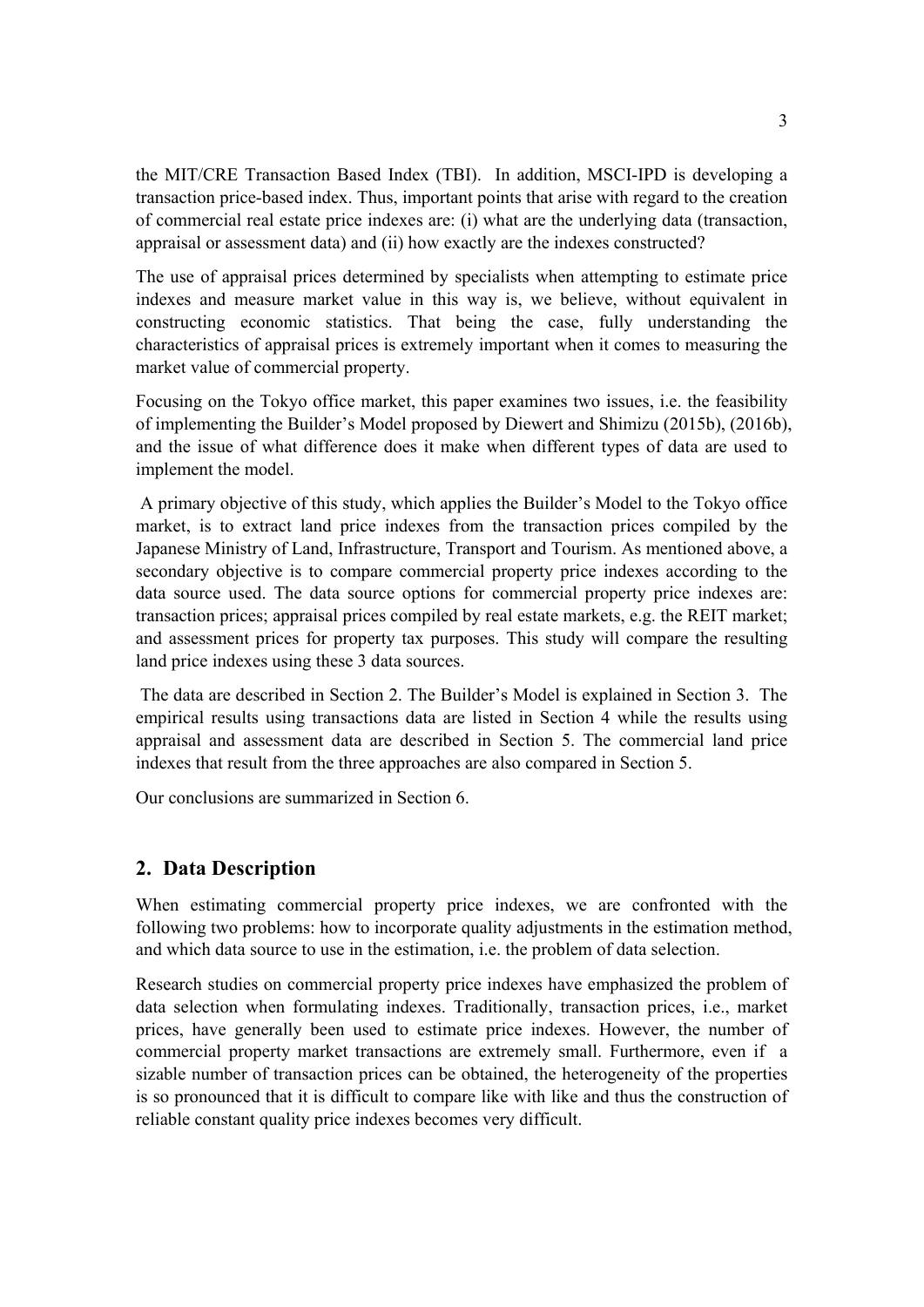the MIT/CRE Transaction Based Index (TBI). In addition, MSCI-IPD is developing a transaction price-based index. Thus, important points that arise with regard to the creation of commercial real estate price indexes are: (i) what are the underlying data (transaction, appraisal or assessment data) and (ii) how exactly are the indexes constructed?

The use of appraisal prices determined by specialists when attempting to estimate price indexes and measure market value in this way is, we believe, without equivalent in constructing economic statistics. That being the case, fully understanding the characteristics of appraisal prices is extremely important when it comes to measuring the market value of commercial property.

Focusing on the Tokyo office market, this paper examines two issues, i.e. the feasibility of implementing the Builder's Model proposed by Diewert and Shimizu (2015b), (2016b), and the issue of what difference does it make when different types of data are used to implement the model.

A primary objective of this study, which applies the Builder's Model to the Tokyo office market, is to extract land price indexes from the transaction prices compiled by the Japanese Ministry of Land, Infrastructure, Transport and Tourism. As mentioned above, a secondary objective is to compare commercial property price indexes according to the data source used. The data source options for commercial property price indexes are: transaction prices; appraisal prices compiled by real estate markets, e.g. the REIT market; and assessment prices for property tax purposes. This study will compare the resulting land price indexes using these 3 data sources.

The data are described in Section 2. The Builder's Model is explained in Section 3. The empirical results using transactions data are listed in Section 4 while the results using appraisal and assessment data are described in Section 5. The commercial land price indexes that result from the three approaches are also compared in Section 5.

Our conclusions are summarized in Section 6.

## 2. Data Description

When estimating commercial property price indexes, we are confronted with the following two problems: how to incorporate quality adjustments in the estimation method, and which data source to use in the estimation, i.e. the problem of data selection.

Research studies on commercial property price indexes have emphasized the problem of data selection when formulating indexes. Traditionally, transaction prices, i.e., market prices, have generally been used to estimate price indexes. However, the number of commercial property market transactions are extremely small. Furthermore, even if a sizable number of transaction prices can be obtained, the heterogeneity of the properties is so pronounced that it is difficult to compare like with like and thus the construction of reliable constant quality price indexes becomes very difficult.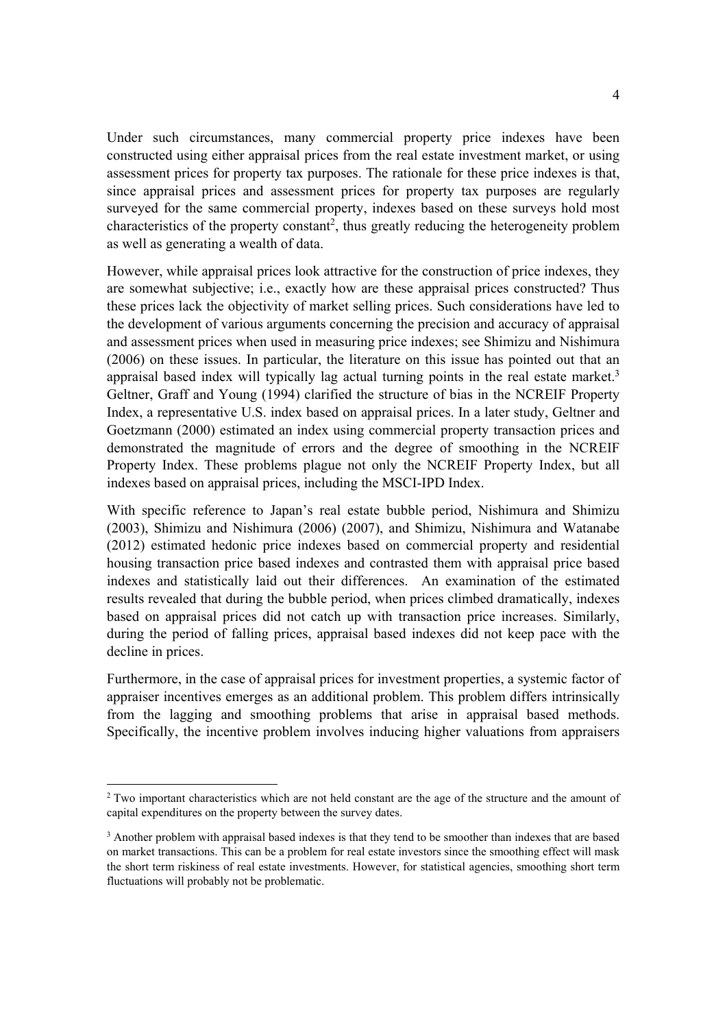Under such circumstances, many commercial property price indexes have been constructed using either appraisal prices from the real estate investment market, or using assessment prices for property tax purposes. The rationale for these price indexes is that, since appraisal prices and assessment prices for property tax purposes are regularly surveyed for the same commercial property, indexes based on these surveys hold most characteristics of the property constant[2], thus greatly reducing the heterogeneity problem as well as generating a wealth of data.

However, while appraisal prices look attractive for the construction of price indexes, they are somewhat subjective; i.e., exactly how are these appraisal prices constructed? Thus these prices lack the objectivity of market selling prices. Such considerations have led to the development of various arguments concerning the precision and accuracy of appraisal and assessment prices when used in measuring price indexes; see Shimizu and Nishimura (2006) on these issues. In particular, the literature on this issue has pointed out that an appraisal based index will typically lag actual turning points in the real estate market.[3] Geltner, Graff and Young (1994) clarified the structure of bias in the NCREIF Property Index, a representative U.S. index based on appraisal prices. In a later study, Geltner and Goetzmann (2000) estimated an index using commercial property transaction prices and demonstrated the magnitude of errors and the degree of smoothing in the NCREIF Property Index. These problems plague not only the NCREIF Property Index, but all indexes based on appraisal prices, including the MSCI-IPD Index.

With specific reference to Japan's real estate bubble period, Nishimura and Shimizu (2003), Shimizu and Nishimura (2006) (2007), and Shimizu, Nishimura and Watanabe (2012) estimated hedonic price indexes based on commercial property and residential housing transaction price based indexes and contrasted them with appraisal price based indexes and statistically laid out their differences. An examination of the estimated results revealed that during the bubble period, when prices climbed dramatically, indexes based on appraisal prices did not catch up with transaction price increases. Similarly, during the period of falling prices, appraisal based indexes did not keep pace with the decline in prices.

Furthermore, in the case of appraisal prices for investment properties, a systemic factor of appraiser incentives emerges as an additional problem. This problem differs intrinsically from the lagging and smoothing problems that arise in appraisal based methods. Specifically, the incentive problem involves inducing higher valuations from appraisers

---

[2] Two important characteristics which are not held constant are the age of the structure and the amount of capital expenditures on the property between the survey dates.

[3] Another problem with appraisal based indexes is that they tend to be smoother than indexes that are based on market transactions. This can be a problem for real estate investors since the smoothing effect will mask the short term riskiness of real estate investments. However, for statistical agencies, smoothing short term fluctuations will probably not be problematic.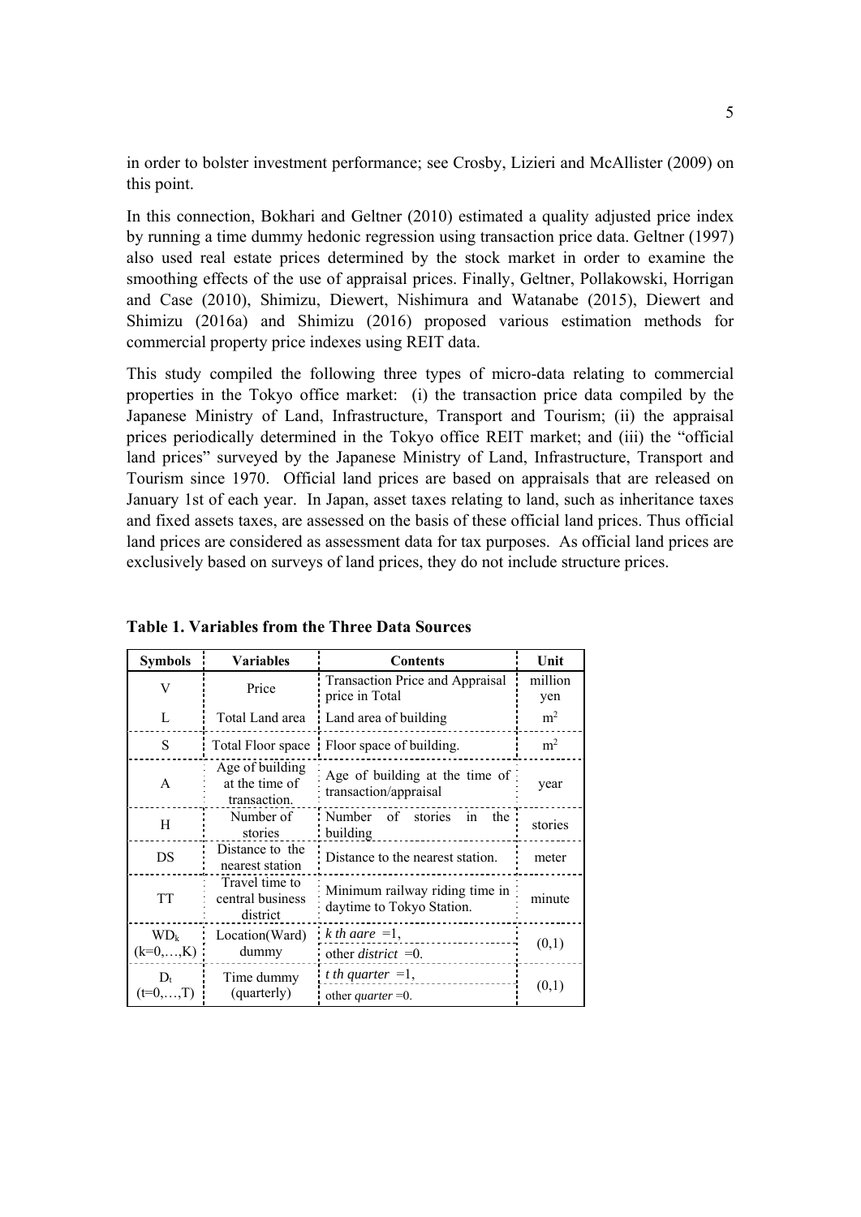in order to bolster investment performance; see Crosby, Lizieri and McAllister (2009) on this point.

In this connection, Bokhari and Geltner (2010) estimated a quality adjusted price index by running a time dummy hedonic regression using transaction price data. Geltner (1997) also used real estate prices determined by the stock market in order to examine the smoothing effects of the use of appraisal prices. Finally, Geltner, Pollakowski, Horrigan and Case (2010), Shimizu, Diewert, Nishimura and Watanabe (2015), Diewert and Shimizu (2016a) and Shimizu (2016) proposed various estimation methods for commercial property price indexes using REIT data.

This study compiled the following three types of micro-data relating to commercial properties in the Tokyo office market: (i) the transaction price data compiled by the Japanese Ministry of Land, Infrastructure, Transport and Tourism; (ii) the appraisal prices periodically determined in the Tokyo office REIT market; and (iii) the "official land prices" surveyed by the Japanese Ministry of Land, Infrastructure, Transport and Tourism since 1970. Official land prices are based on appraisals that are released on January 1st of each year. In Japan, asset taxes relating to land, such as inheritance taxes and fixed assets taxes, are assessed on the basis of these official land prices. Thus official land prices are considered as assessment data for tax purposes. As official land prices are exclusively based on surveys of land prices, they do not include structure prices.

**Table 1. Variables from the Three Data Sources**

| Symbols | Variables | Contents | Unit |
|---|---|---|---|
| V | Price | Transaction Price and Appraisal price in Total | million yen |
| L | Total Land area | Land area of building | $m^2$ |
| S | Total Floor space | Floor space of building. | $m^2$ |
| A | Age of building at the time of transaction. | Age of building at the time of transaction/appraisal | year |
| H | Number of stories | Number of stories in the building | stories |
| DS | Distance to the nearest station | Distance to the nearest station. | meter |
| TT | Travel time to central business district | Minimum railway riding time in daytime to Tokyo Station. | minute |
| $WD_k$ $(k=0,\ldots,K)$ | Location(Ward) dummy | *k th aare* =1, other *district* =0. | (0,1) |
| $D_t$ $(t=0,\ldots,T)$ | Time dummy (quarterly) | *t th quarter* =1, other *quarter* =0. | (0,1) |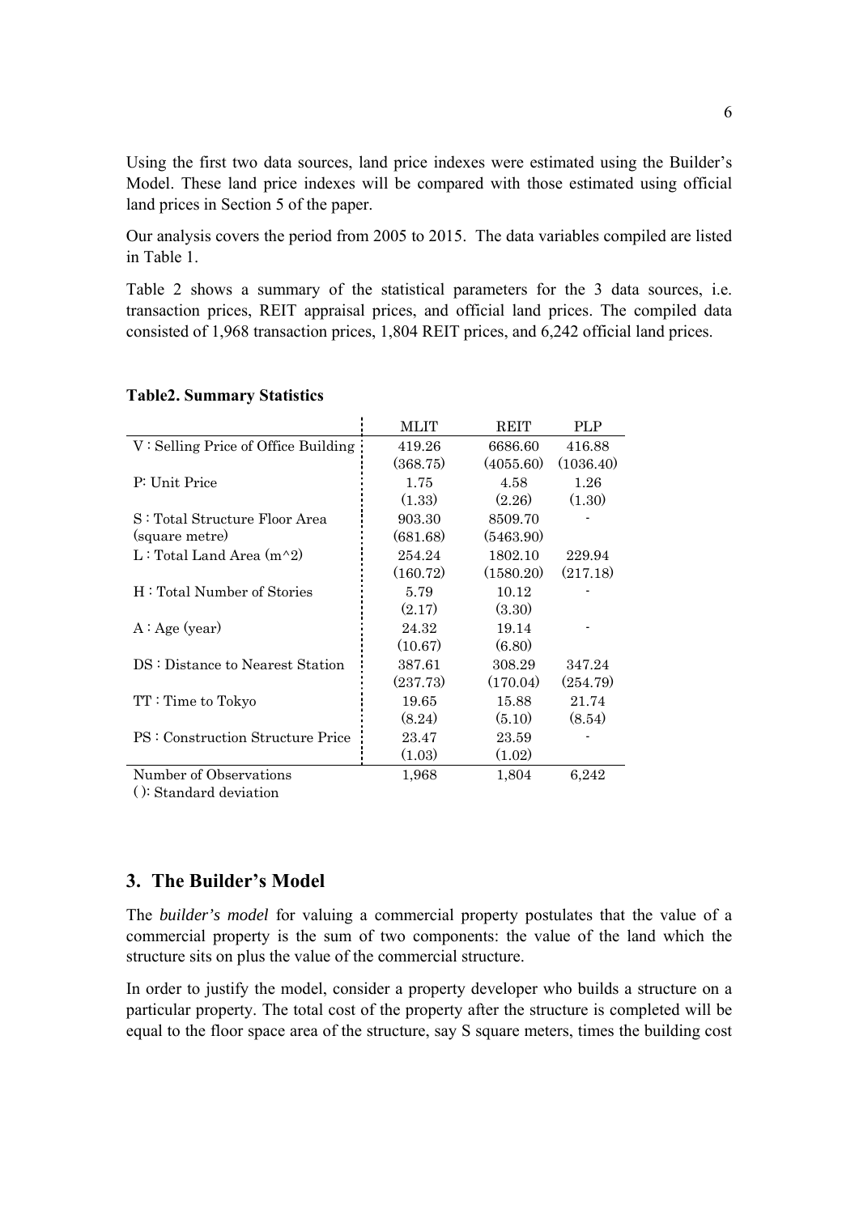Using the first two data sources, land price indexes were estimated using the Builder's Model. These land price indexes will be compared with those estimated using official land prices in Section 5 of the paper.

Our analysis covers the period from 2005 to 2015. The data variables compiled are listed in Table 1.

Table 2 shows a summary of the statistical parameters for the 3 data sources, i.e. transaction prices, REIT appraisal prices, and official land prices. The compiled data consisted of 1,968 transaction prices, 1,804 REIT prices, and 6,242 official land prices.

**Table2. Summary Statistics**

| | MLIT | REIT | PLP |
|---|---|---|---|
| V : Selling Price of Office Building | 419.26 | 6686.60 | 416.88 |
| | (368.75) | (4055.60) | (1036.40) |
| P: Unit Price | 1.75 | 4.58 | 1.26 |
| | (1.33) | (2.26) | (1.30) |
| S : Total Structure Floor Area (square metre) | 903.30 | 8509.70 | - |
| | (681.68) | (5463.90) | |
| L : Total Land Area (m^2) | 254.24 | 1802.10 | 229.94 |
| | (160.72) | (1580.20) | (217.18) |
| H : Total Number of Stories | 5.79 | 10.12 | - |
| | (2.17) | (3.30) | |
| A : Age (year) | 24.32 | 19.14 | - |
| | (10.67) | (6.80) | |
| DS : Distance to Nearest Station | 387.61 | 308.29 | 347.24 |
| | (237.73) | (170.04) | (254.79) |
| TT : Time to Tokyo | 19.65 | 15.88 | 21.74 |
| | (8.24) | (5.10) | (8.54) |
| PS : Construction Structure Price | 23.47 | 23.59 | - |
| | (1.03) | (1.02) | |
| Number of Observations | 1,968 | 1,804 | 6,242 |

( ): Standard deviation

## 3. The Builder's Model

The *builder's model* for valuing a commercial property postulates that the value of a commercial property is the sum of two components: the value of the land which the structure sits on plus the value of the commercial structure.

In order to justify the model, consider a property developer who builds a structure on a particular property. The total cost of the property after the structure is completed will be equal to the floor space area of the structure, say S square meters, times the building cost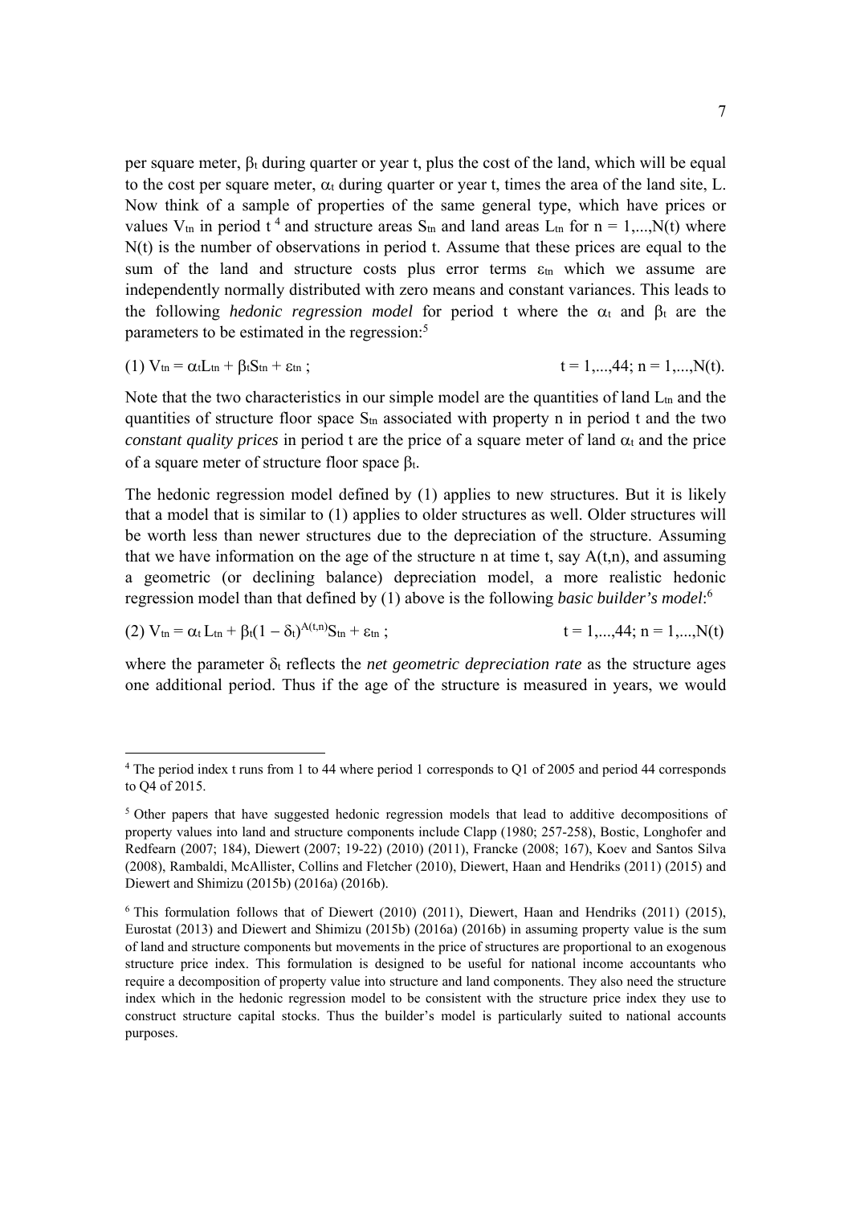per square meter, $\beta_t$ during quarter or year t, plus the cost of the land, which will be equal to the cost per square meter, $\alpha_t$ during quarter or year t, times the area of the land site, L. Now think of a sample of properties of the same general type, which have prices or values $V_{tn}$ in period t [4] and structure areas $S_{tn}$ and land areas $L_{tn}$ for n = 1,...,N(t) where N(t) is the number of observations in period t. Assume that these prices are equal to the sum of the land and structure costs plus error terms $\varepsilon_{tn}$ which we assume are independently normally distributed with zero means and constant variances. This leads to the following *hedonic regression model* for period t where the $\alpha_t$ and $\beta_t$ are the parameters to be estimated in the regression:[5]

$$(1)\ V_{tn} = \alpha_t L_{tn} + \beta_t S_{tn} + \varepsilon_{tn}\ ; \qquad t = 1,...,44;\ n = 1,...,N(t).$$

Note that the two characteristics in our simple model are the quantities of land $L_{tn}$ and the quantities of structure floor space $S_{tn}$ associated with property n in period t and the two *constant quality prices* in period t are the price of a square meter of land $\alpha_t$ and the price of a square meter of structure floor space $\beta_t$.

The hedonic regression model defined by (1) applies to new structures. But it is likely that a model that is similar to (1) applies to older structures as well. Older structures will be worth less than newer structures due to the depreciation of the structure. Assuming that we have information on the age of the structure n at time t, say A(t,n), and assuming a geometric (or declining balance) depreciation model, a more realistic hedonic regression model than that defined by (1) above is the following *basic builder's model*:[6]

$$(2)\ V_{tn} = \alpha_t L_{tn} + \beta_t (1 - \delta_t)^{A(t,n)} S_{tn} + \varepsilon_{tn}\ ; \qquad t = 1,...,44;\ n = 1,...,N(t)$$

where the parameter $\delta_t$ reflects the *net geometric depreciation rate* as the structure ages one additional period. Thus if the age of the structure is measured in years, we would

---

[4] The period index t runs from 1 to 44 where period 1 corresponds to Q1 of 2005 and period 44 corresponds to Q4 of 2015.

[5] Other papers that have suggested hedonic regression models that lead to additive decompositions of property values into land and structure components include Clapp (1980; 257-258), Bostic, Longhofer and Redfearn (2007; 184), Diewert (2007; 19-22) (2010) (2011), Francke (2008; 167), Koev and Santos Silva (2008), Rambaldi, McAllister, Collins and Fletcher (2010), Diewert, Haan and Hendriks (2011) (2015) and Diewert and Shimizu (2015b) (2016a) (2016b).

[6] This formulation follows that of Diewert (2010) (2011), Diewert, Haan and Hendriks (2011) (2015), Eurostat (2013) and Diewert and Shimizu (2015b) (2016a) (2016b) in assuming property value is the sum of land and structure components but movements in the price of structures are proportional to an exogenous structure price index. This formulation is designed to be useful for national income accountants who require a decomposition of property value into structure and land components. They also need the structure index which in the hedonic regression model to be consistent with the structure price index they use to construct structure capital stocks. Thus the builder's model is particularly suited to national accounts purposes.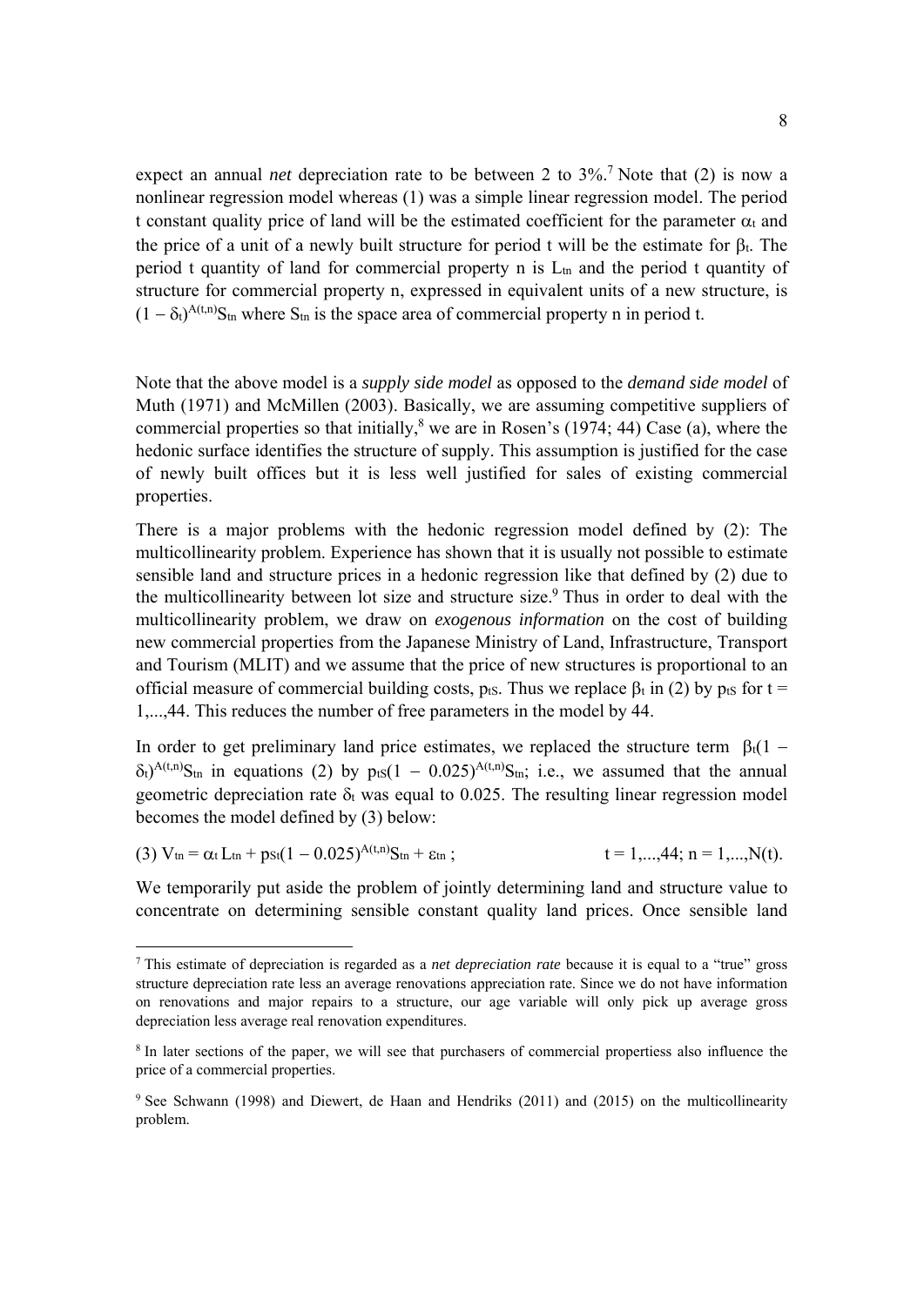expect an annual *net* depreciation rate to be between 2 to 3%.[7] Note that (2) is now a nonlinear regression model whereas (1) was a simple linear regression model. The period t constant quality price of land will be the estimated coefficient for the parameter $\alpha_t$ and the price of a unit of a newly built structure for period t will be the estimate for $\beta_t$. The period t quantity of land for commercial property n is $L_{tn}$ and the period t quantity of structure for commercial property n, expressed in equivalent units of a new structure, is $(1 - \delta_t)^{A(t,n)}S_{tn}$ where $S_{tn}$ is the space area of commercial property n in period t.

Note that the above model is a *supply side model* as opposed to the *demand side model* of Muth (1971) and McMillen (2003). Basically, we are assuming competitive suppliers of commercial properties so that initially,[8] we are in Rosen's (1974; 44) Case (a), where the hedonic surface identifies the structure of supply. This assumption is justified for the case of newly built offices but it is less well justified for sales of existing commercial properties.

There is a major problems with the hedonic regression model defined by (2): The multicollinearity problem. Experience has shown that it is usually not possible to estimate sensible land and structure prices in a hedonic regression like that defined by (2) due to the multicollinearity between lot size and structure size.[9] Thus in order to deal with the multicollinearity problem, we draw on *exogenous information* on the cost of building new commercial properties from the Japanese Ministry of Land, Infrastructure, Transport and Tourism (MLIT) and we assume that the price of new structures is proportional to an official measure of commercial building costs, $p_{tS}$. Thus we replace $\beta_t$ in (2) by $p_{tS}$ for t = 1,...,44. This reduces the number of free parameters in the model by 44.

In order to get preliminary land price estimates, we replaced the structure term $\beta_t(1 - \delta_t)^{A(t,n)}S_{tn}$ in equations (2) by $p_{tS}(1 - 0.025)^{A(t,n)}S_{tn}$; i.e., we assumed that the annual geometric depreciation rate $\delta_t$ was equal to 0.025. The resulting linear regression model becomes the model defined by (3) below:

$$(3)\ V_{tn} = \alpha_t L_{tn} + p_{St}(1 - 0.025)^{A(t,n)}S_{tn} + \varepsilon_{tn}\ ; \qquad t = 1,...,44;\ n = 1,...,N(t).$$

We temporarily put aside the problem of jointly determining land and structure value to concentrate on determining sensible constant quality land prices. Once sensible land

---

[7] This estimate of depreciation is regarded as a *net depreciation rate* because it is equal to a "true" gross structure depreciation rate less an average renovations appreciation rate. Since we do not have information on renovations and major repairs to a structure, our age variable will only pick up average gross depreciation less average real renovation expenditures.

[8] In later sections of the paper, we will see that purchasers of commercial propertiess also influence the price of a commercial properties.

[9] See Schwann (1998) and Diewert, de Haan and Hendriks (2011) and (2015) on the multicollinearity problem.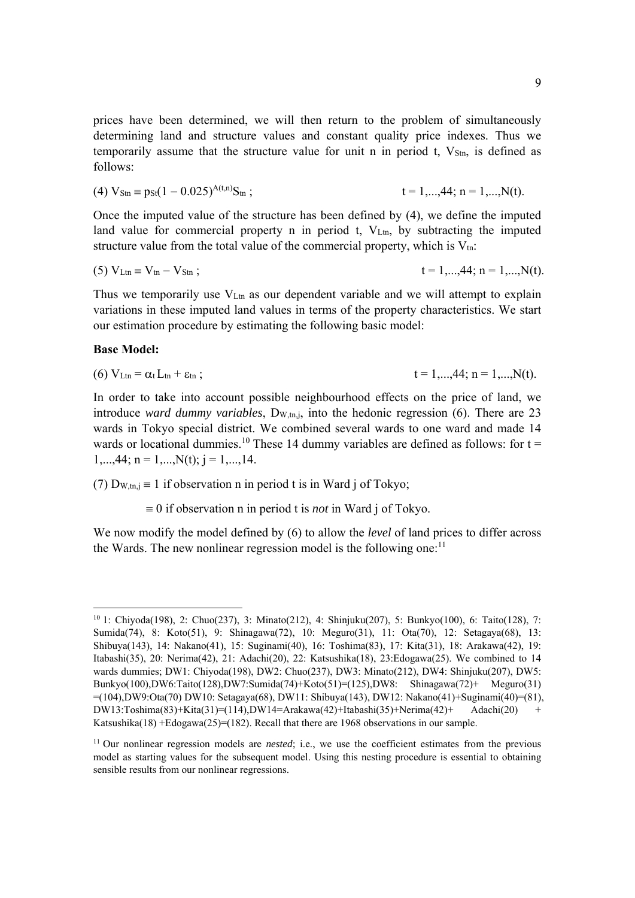prices have been determined, we will then return to the problem of simultaneously determining land and structure values and constant quality price indexes. Thus we temporarily assume that the structure value for unit n in period t, $V_{Stn}$, is defined as follows:

$$(4)\ V_{Stn} \equiv p_{St}(1 - 0.025)^{A(t,n)}S_{tn}\ ; \qquad\qquad t = 1,...,44;\ n = 1,...,N(t).$$

Once the imputed value of the structure has been defined by (4), we define the imputed land value for commercial property n in period t, $V_{Ltn}$, by subtracting the imputed structure value from the total value of the commercial property, which is $V_{tn}$:

$$(5)\ V_{Ltn} \equiv V_{tn} - V_{Stn}\ ; \qquad\qquad t = 1,...,44;\ n = 1,...,N(t).$$

Thus we temporarily use $V_{Ltn}$ as our dependent variable and we will attempt to explain variations in these imputed land values in terms of the property characteristics. We start our estimation procedure by estimating the following basic model:

**Base Model:**

$$(6)\ V_{Ltn} = \alpha_t L_{tn} + \varepsilon_{tn}\ ; \qquad\qquad t = 1,...,44;\ n = 1,...,N(t).$$

In order to take into account possible neighbourhood effects on the price of land, we introduce *ward dummy variables*, $D_{W,tn,j}$, into the hedonic regression (6). There are 23 wards in Tokyo special district. We combined several wards to one ward and made 14 wards or locational dummies.[10] These 14 dummy variables are defined as follows: for $t = 1,...,44;\ n = 1,...,N(t);\ j = 1,...,14$.

(7) $D_{W,tn,j} \equiv 1$ if observation n in period t is in Ward j of Tokyo;

$\equiv 0$ if observation n in period t is *not* in Ward j of Tokyo.

We now modify the model defined by (6) to allow the *level* of land prices to differ across the Wards. The new nonlinear regression model is the following one:[11]

---

[10] 1: Chiyoda(198), 2: Chuo(237), 3: Minato(212), 4: Shinjuku(207), 5: Bunkyo(100), 6: Taito(128), 7: Sumida(74), 8: Koto(51), 9: Shinagawa(72), 10: Meguro(31), 11: Ota(70), 12: Setagaya(68), 13: Shibuya(143), 14: Nakano(41), 15: Suginami(40), 16: Toshima(83), 17: Kita(31), 18: Arakawa(42), 19: Itabashi(35), 20: Nerima(42), 21: Adachi(20), 22: Katsushika(18), 23:Edogawa(25). We combined to 14 wards dummies; DW1: Chiyoda(198), DW2: Chuo(237), DW3: Minato(212), DW4: Shinjuku(207), DW5: Bunkyo(100),DW6:Taito(128),DW7:Sumida(74)+Koto(51)=(125),DW8: Shinagawa(72)+ Meguro(31) =(104),DW9:Ota(70) DW10: Setagaya(68), DW11: Shibuya(143), DW12: Nakano(41)+Suginami(40)=(81), DW13:Toshima(83)+Kita(31)=(114),DW14=Arakawa(42)+Itabashi(35)+Nerima(42)+ Adachi(20) + Katsushika(18) +Edogawa(25)=(182). Recall that there are 1968 observations in our sample.

[11] Our nonlinear regression models are *nested*; i.e., we use the coefficient estimates from the previous model as starting values for the subsequent model. Using this nesting procedure is essential to obtaining sensible results from our nonlinear regressions.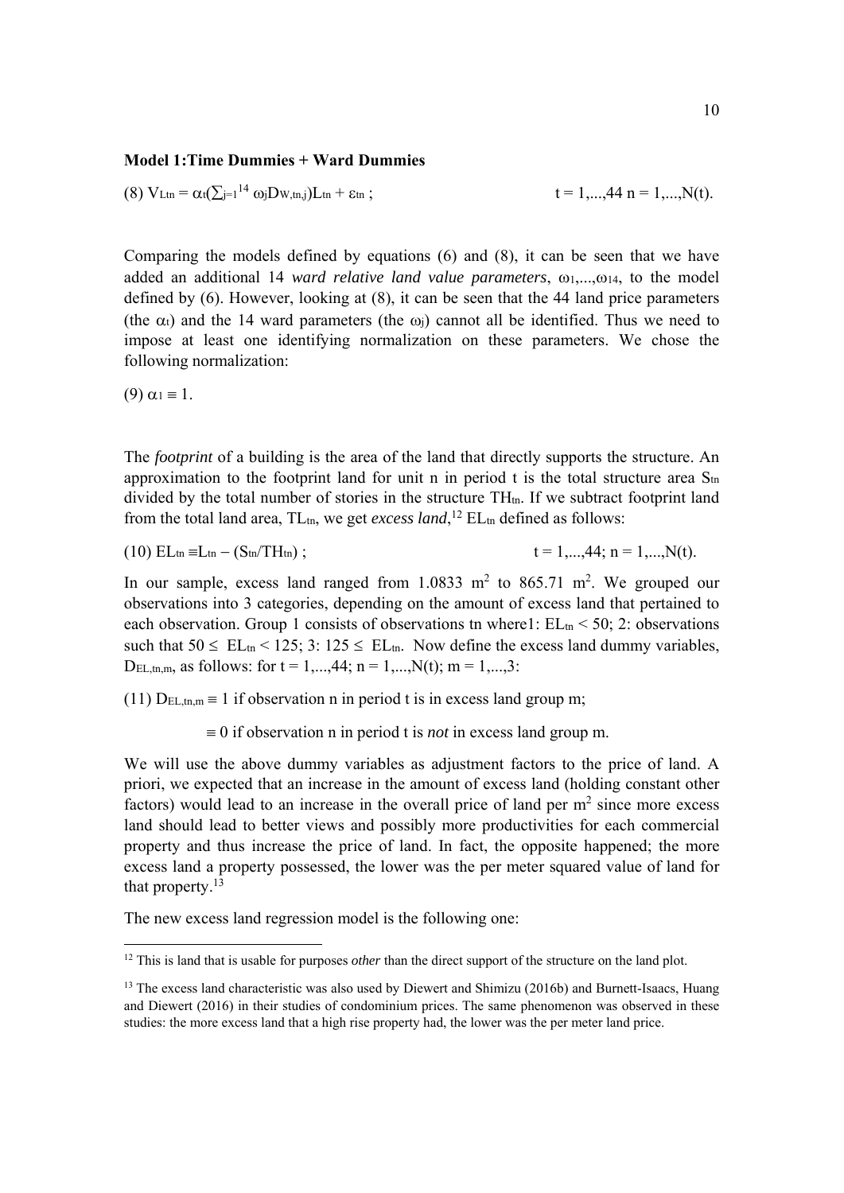**Model 1:Time Dummies + Ward Dummies**

(8) $V_{Ltn} = \alpha_t(\sum_{j=1}^{14} \omega_j D_{W,tn,j})L_{tn} + \varepsilon_{tn}$ ;    $t = 1,...,44$ $n = 1,...,N(t)$.

Comparing the models defined by equations (6) and (8), it can be seen that we have added an additional 14 *ward relative land value parameters*, $\omega_1,...,\omega_{14}$, to the model defined by (6). However, looking at (8), it can be seen that the 44 land price parameters (the $\alpha_t$) and the 14 ward parameters (the $\omega_j$) cannot all be identified. Thus we need to impose at least one identifying normalization on these parameters. We chose the following normalization:

(9) $\alpha_1 \equiv 1$.

The *footprint* of a building is the area of the land that directly supports the structure. An approximation to the footprint land for unit n in period t is the total structure area $S_{tn}$ divided by the total number of stories in the structure $TH_{tn}$. If we subtract footprint land from the total land area, $TL_{tn}$, we get *excess land*,[12] $EL_{tn}$ defined as follows:

(10) $EL_{tn} \equiv L_{tn} - (S_{tn}/TH_{tn})$ ;    $t = 1,...,44$; $n = 1,...,N(t)$.

In our sample, excess land ranged from 1.0833 $m^2$ to 865.71 $m^2$. We grouped our observations into 3 categories, depending on the amount of excess land that pertained to each observation. Group 1 consists of observations tn where1: $EL_{tn} < 50$; 2: observations such that $50 \leq EL_{tn} < 125$; 3: $125 \leq EL_{tn}$. Now define the excess land dummy variables, $D_{EL,tn,m}$, as follows: for $t = 1,...,44$; $n = 1,...,N(t)$; $m = 1,...,3$:

(11) $D_{EL,tn,m} \equiv 1$ if observation n in period t is in excess land group m;

$\equiv 0$ if observation n in period t is *not* in excess land group m.

We will use the above dummy variables as adjustment factors to the price of land. A priori, we expected that an increase in the amount of excess land (holding constant other factors) would lead to an increase in the overall price of land per $m^2$ since more excess land should lead to better views and possibly more productivities for each commercial property and thus increase the price of land. In fact, the opposite happened; the more excess land a property possessed, the lower was the per meter squared value of land for that property.[13]

The new excess land regression model is the following one:

[12] This is land that is usable for purposes *other* than the direct support of the structure on the land plot.

[13] The excess land characteristic was also used by Diewert and Shimizu (2016b) and Burnett-Isaacs, Huang and Diewert (2016) in their studies of condominium prices. The same phenomenon was observed in these studies: the more excess land that a high rise property had, the lower was the per meter land price.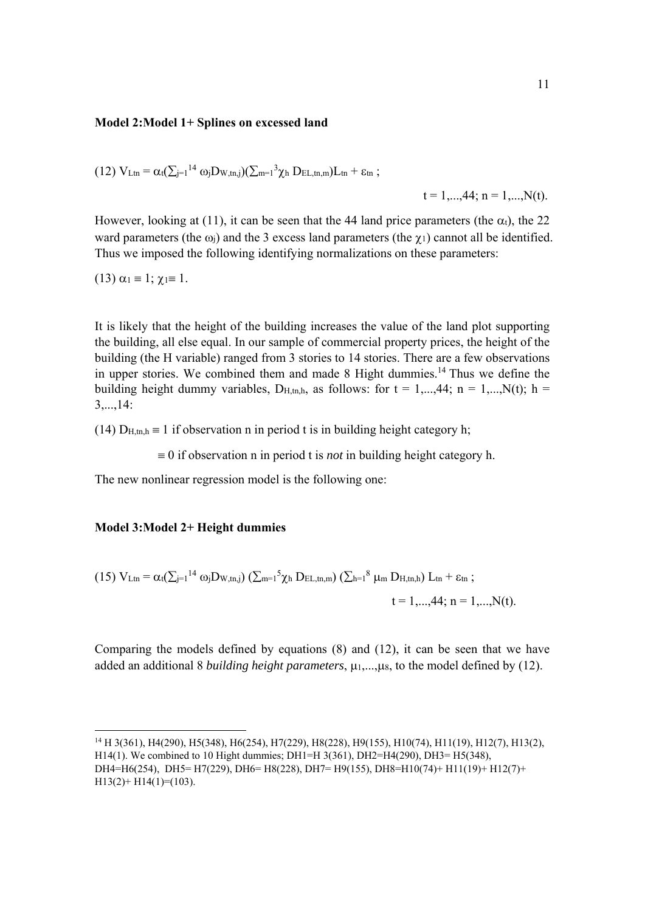**Model 2:Model 1+ Splines on excessed land**

$$(12)\ V_{Ltn} = \alpha_t(\textstyle\sum_{j=1}^{14} \omega_j D_{W,tn,j})(\textstyle\sum_{m=1}^{3} \chi_h D_{EL,tn,m}) L_{tn} + \varepsilon_{tn}\ ; \qquad t = 1,...,44;\ n = 1,...,N(t).$$

However, looking at (11), it can be seen that the 44 land price parameters (the $\alpha_t$), the 22 ward parameters (the $\omega_j$) and the 3 excess land parameters (the $\chi_1$) cannot all be identified. Thus we imposed the following identifying normalizations on these parameters:

$$(13)\ \alpha_1 \equiv 1;\ \chi_1 \equiv 1.$$

It is likely that the height of the building increases the value of the land plot supporting the building, all else equal. In our sample of commercial property prices, the height of the building (the H variable) ranged from 3 stories to 14 stories. There are a few observations in upper stories. We combined them and made 8 Hight dummies.[14] Thus we define the building height dummy variables, $D_{H,tn,h}$, as follows: for $t = 1,...,44$; $n = 1,...,N(t)$; $h = 3,...,14$:

(14) $D_{H,tn,h} \equiv 1$ if observation n in period t is in building height category h;

$\equiv 0$ if observation n in period t is *not* in building height category h.

The new nonlinear regression model is the following one:

**Model 3:Model 2+ Height dummies**

$$(15)\ V_{Ltn} = \alpha_t(\textstyle\sum_{j=1}^{14} \omega_j D_{W,tn,j})\ (\textstyle\sum_{m=1}^{5} \chi_h D_{EL,tn,m})\ (\textstyle\sum_{h=1}^{8} \mu_m D_{H,tn,h})\ L_{tn} + \varepsilon_{tn}\ ; \qquad t = 1,...,44;\ n = 1,...,N(t).$$

Comparing the models defined by equations (8) and (12), it can be seen that we have added an additional 8 *building height parameters*, $\mu_1,...,\mu_8$, to the model defined by (12).

---

[14] H 3(361), H4(290), H5(348), H6(254), H7(229), H8(228), H9(155), H10(74), H11(19), H12(7), H13(2), H14(1). We combined to 10 Hight dummies; DH1=H 3(361), DH2=H4(290), DH3= H5(348), DH4=H6(254), DH5= H7(229), DH6= H8(228), DH7= H9(155), DH8=H10(74)+ H11(19)+ H12(7)+ H13(2)+ H14(1)=(103).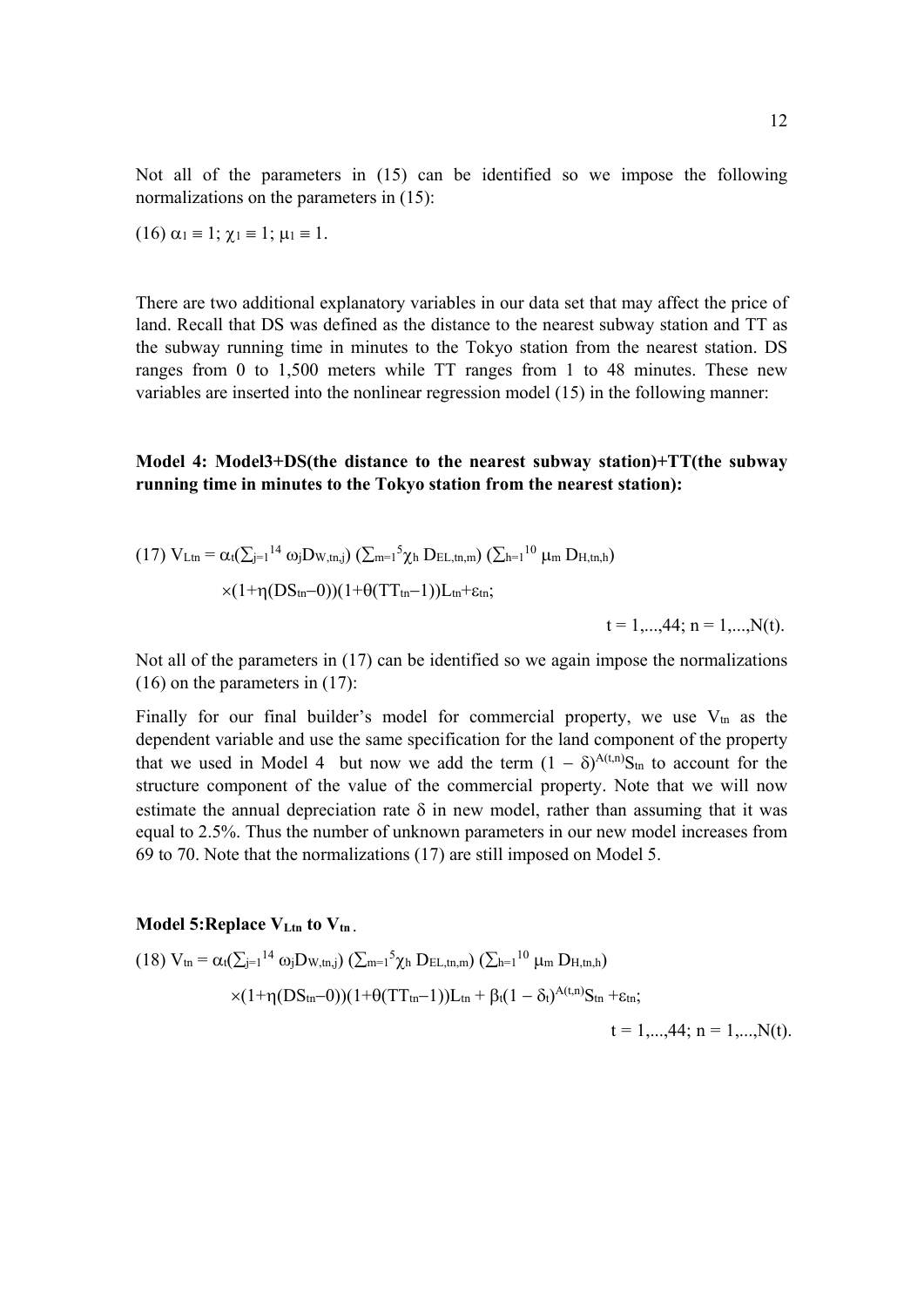Not all of the parameters in (15) can be identified so we impose the following normalizations on the parameters in (15):

(16) $\alpha_1 \equiv 1$; $\chi_1 \equiv 1$; $\mu_1 \equiv 1$.

There are two additional explanatory variables in our data set that may affect the price of land. Recall that DS was defined as the distance to the nearest subway station and TT as the subway running time in minutes to the Tokyo station from the nearest station. DS ranges from 0 to 1,500 meters while TT ranges from 1 to 48 minutes. These new variables are inserted into the nonlinear regression model (15) in the following manner:

**Model 4: Model3+DS(the distance to the nearest subway station)+TT(the subway running time in minutes to the Tokyo station from the nearest station):**

$$(17)\ V_{Ltn} = \alpha_t(\textstyle\sum_{j=1}^{14} \omega_j D_{W,tn,j})\ (\sum_{m=1}^{5} \chi_h\ D_{EL,tn,m})\ (\sum_{h=1}^{10} \mu_m\ D_{H,tn,h})$$

$$\times(1+\eta(DS_{tn}-0))(1+\theta(TT_{tn}-1))L_{tn}+\varepsilon_{tn};$$

$$t = 1,...,44;\ n = 1,...,N(t).$$

Not all of the parameters in (17) can be identified so we again impose the normalizations (16) on the parameters in (17):

Finally for our final builder's model for commercial property, we use $V_{tn}$ as the dependent variable and use the same specification for the land component of the property that we used in Model 4 but now we add the term $(1 - \delta)^{A(t,n)}S_{tn}$ to account for the structure component of the value of the commercial property. Note that we will now estimate the annual depreciation rate $\delta$ in new model, rather than assuming that it was equal to 2.5%. Thus the number of unknown parameters in our new model increases from 69 to 70. Note that the normalizations (17) are still imposed on Model 5.

**Model 5: Replace $V_{Ltn}$ to $V_{tn}$.**

$$(18)\ V_{tn} = \alpha_t(\textstyle\sum_{j=1}^{14} \omega_j D_{W,tn,j})\ (\sum_{m=1}^{5} \chi_h\ D_{EL,tn,m})\ (\sum_{h=1}^{10} \mu_m\ D_{H,tn,h})$$

$$\times(1+\eta(DS_{tn}-0))(1+\theta(TT_{tn}-1))L_{tn} + \beta_t(1 - \delta_t)^{A(t,n)}S_{tn} + \varepsilon_{tn};$$

$$t = 1,...,44;\ n = 1,...,N(t).$$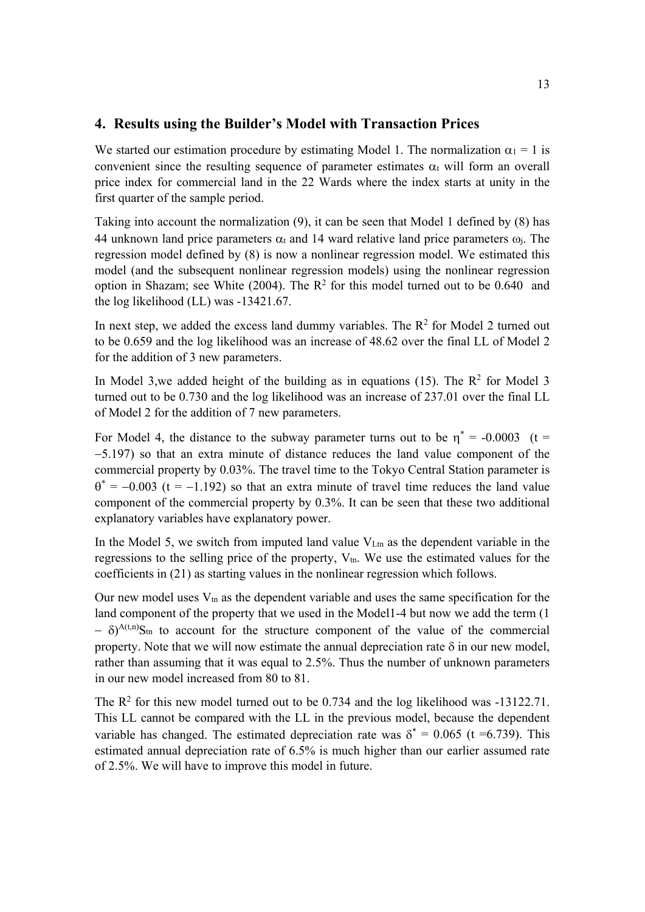## 4. Results using the Builder's Model with Transaction Prices

We started our estimation procedure by estimating Model 1. The normalization $\alpha_1 = 1$ is convenient since the resulting sequence of parameter estimates $\alpha_t$ will form an overall price index for commercial land in the 22 Wards where the index starts at unity in the first quarter of the sample period.

Taking into account the normalization (9), it can be seen that Model 1 defined by (8) has 44 unknown land price parameters $\alpha_t$ and 14 ward relative land price parameters $\omega_j$. The regression model defined by (8) is now a nonlinear regression model. We estimated this model (and the subsequent nonlinear regression models) using the nonlinear regression option in Shazam; see White (2004). The $R^2$ for this model turned out to be 0.640 and the log likelihood (LL) was -13421.67.

In next step, we added the excess land dummy variables. The $R^2$ for Model 2 turned out to be 0.659 and the log likelihood was an increase of 48.62 over the final LL of Model 2 for the addition of 3 new parameters.

In Model 3,we added height of the building as in equations (15). The $R^2$ for Model 3 turned out to be 0.730 and the log likelihood was an increase of 237.01 over the final LL of Model 2 for the addition of 7 new parameters.

For Model 4, the distance to the subway parameter turns out to be $\eta^* = -0.0003$ ($t = -5.197$) so that an extra minute of distance reduces the land value component of the commercial property by 0.03%. The travel time to the Tokyo Central Station parameter is $\theta^* = -0.003$ ($t = -1.192$) so that an extra minute of travel time reduces the land value component of the commercial property by 0.3%. It can be seen that these two additional explanatory variables have explanatory power.

In the Model 5, we switch from imputed land value $V_{Ltn}$ as the dependent variable in the regressions to the selling price of the property, $V_{tn}$. We use the estimated values for the coefficients in (21) as starting values in the nonlinear regression which follows.

Our new model uses $V_{tn}$ as the dependent variable and uses the same specification for the land component of the property that we used in the Model1-4 but now we add the term $(1 - \delta)^{A(t,n)}S_{tn}$ to account for the structure component of the value of the commercial property. Note that we will now estimate the annual depreciation rate $\delta$ in our new model, rather than assuming that it was equal to 2.5%. Thus the number of unknown parameters in our new model increased from 80 to 81.

The $R^2$ for this new model turned out to be 0.734 and the log likelihood was -13122.71. This LL cannot be compared with the LL in the previous model, because the dependent variable has changed. The estimated depreciation rate was $\delta^* = 0.065$ ($t = 6.739$). This estimated annual depreciation rate of 6.5% is much higher than our earlier assumed rate of 2.5%. We will have to improve this model in future.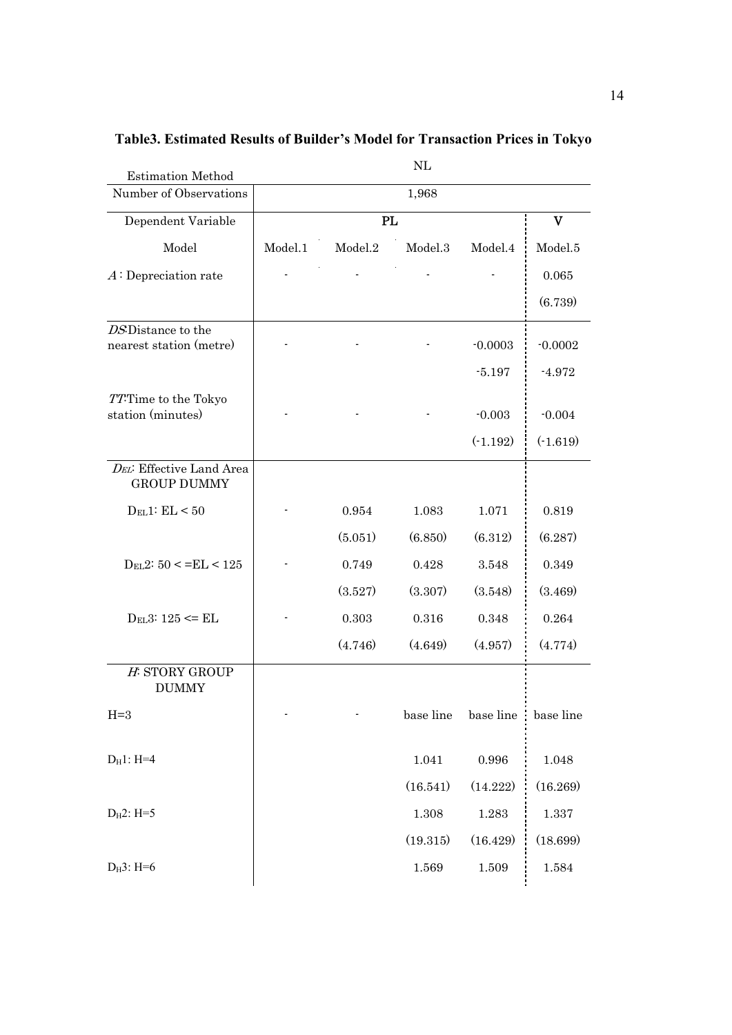**Table3. Estimated Results of Builder's Model for Transaction Prices in Tokyo**

| Estimation Method | NL | | | | |
|---|---|---|---|---|---|
| Number of Observations | 1,968 | | | | |
| Dependent Variable | PL | | | | V |
| Model | Model.1 | Model.2 | Model.3 | Model.4 | Model.5 |
| *A* : Depreciation rate | - | - | - | - | 0.065 |
| | | | | | (6.739) |
| *DS*:Distance to the nearest station (metre) | - | - | - | -0.0003 | -0.0002 |
| | | | | -5.197 | -4.972 |
| *TT*:Time to the Tokyo station (minutes) | - | - | - | -0.003 | -0.004 |
| | | | | (-1.192) | (-1.619) |
| $D_{EL}$: Effective Land Area GROUP DUMMY | | | | | |
| $D_{EL}1$: EL < 50 | - | 0.954 | 1.083 | 1.071 | 0.819 |
| | | (5.051) | (6.850) | (6.312) | (6.287) |
| $D_{EL}2$: 50 < =EL < 125 | - | 0.749 | 0.428 | 3.548 | 0.349 |
| | | (3.527) | (3.307) | (3.548) | (3.469) |
| $D_{EL}3$: 125 <= EL | - | 0.303 | 0.316 | 0.348 | 0.264 |
| | | (4.746) | (4.649) | (4.957) | (4.774) |
| *H*: STORY GROUP DUMMY | | | | | |
| H=3 | - | - | base line | base line | base line |
| $D_H1$: H=4 | | | 1.041 | 0.996 | 1.048 |
| | | | (16.541) | (14.222) | (16.269) |
| $D_H2$: H=5 | | | 1.308 | 1.283 | 1.337 |
| | | | (19.315) | (16.429) | (18.699) |
| $D_H3$: H=6 | | | 1.569 | 1.509 | 1.584 |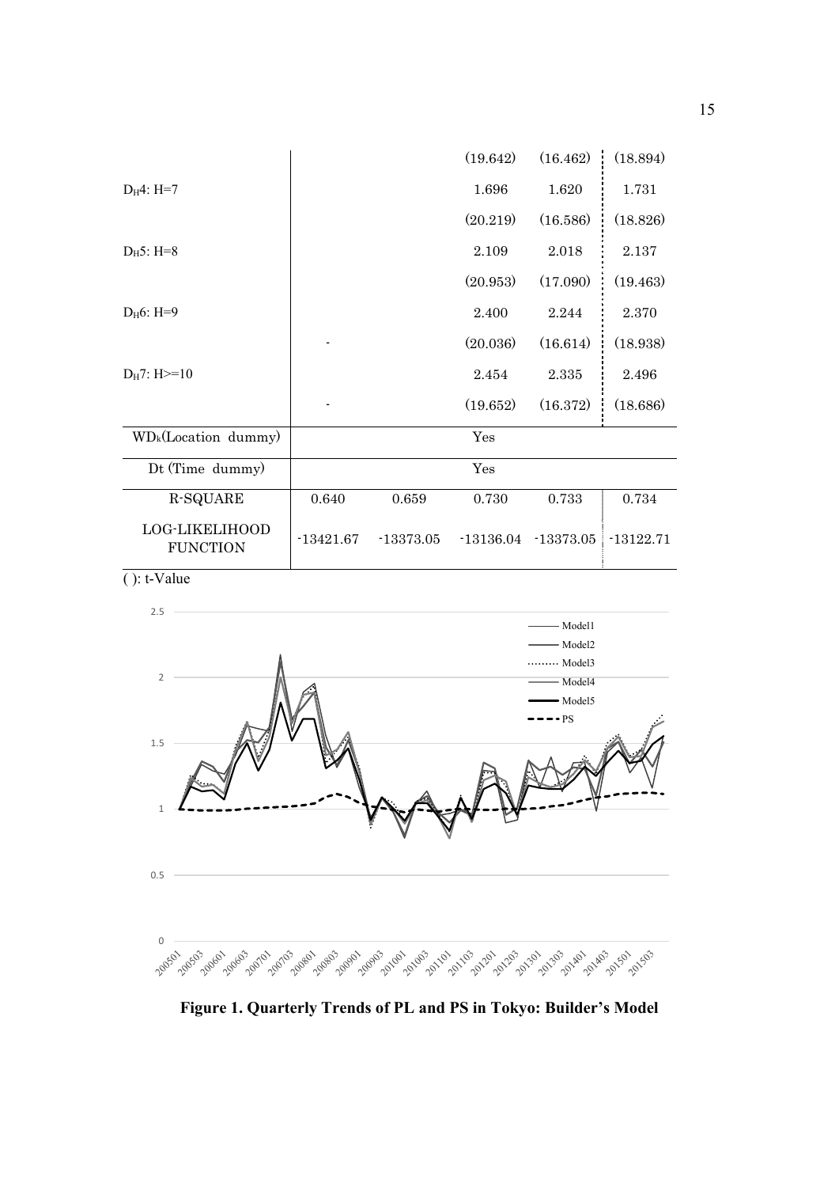| | | | | | |
|---|---|---|---|---|---|
| | | | (19.642) | (16.462) | (18.894) |
| $D_H4$: H=7 | | | 1.696 | 1.620 | 1.731 |
| | | | (20.219) | (16.586) | (18.826) |
| $D_H5$: H=8 | | | 2.109 | 2.018 | 2.137 |
| | | | (20.953) | (17.090) | (19.463) |
| $D_H6$: H=9 | | | 2.400 | 2.244 | 2.370 |
| | - | | (20.036) | (16.614) | (18.938) |
| $D_H7$: H>=10 | | | 2.454 | 2.335 | 2.496 |
| | - | | (19.652) | (16.372) | (18.686) |
| $WD_k$(Location dummy) | | | Yes | | |
| Dt (Time dummy) | | | Yes | | |
| R-SQUARE | 0.640 | 0.659 | 0.730 | 0.733 | 0.734 |
| LOG-LIKELIHOOD FUNCTION | -13421.67 | -13373.05 | -13136.04 | -13373.05 | -13122.71 |

( ): t-Value

**Figure 1. Quarterly Trends of PL and PS in Tokyo: Builder's Model**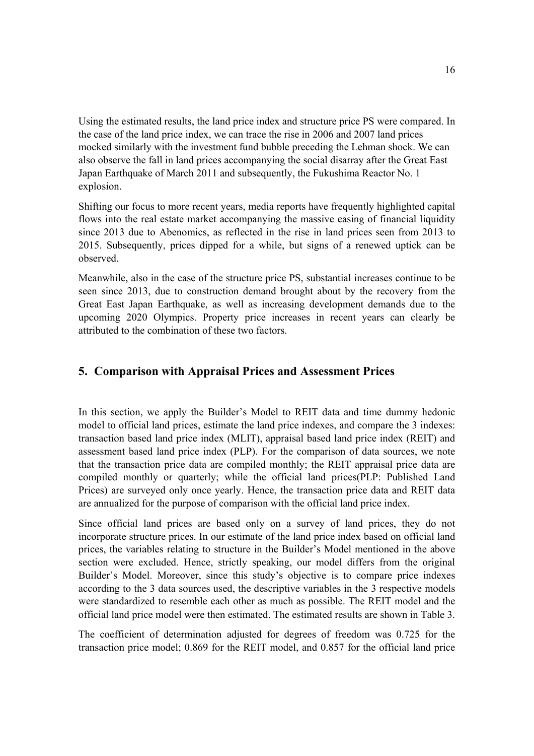Using the estimated results, the land price index and structure price PS were compared. In the case of the land price index, we can trace the rise in 2006 and 2007 land prices mocked similarly with the investment fund bubble preceding the Lehman shock. We can also observe the fall in land prices accompanying the social disarray after the Great East Japan Earthquake of March 2011 and subsequently, the Fukushima Reactor No. 1 explosion.

Shifting our focus to more recent years, media reports have frequently highlighted capital flows into the real estate market accompanying the massive easing of financial liquidity since 2013 due to Abenomics, as reflected in the rise in land prices seen from 2013 to 2015. Subsequently, prices dipped for a while, but signs of a renewed uptick can be observed.

Meanwhile, also in the case of the structure price PS, substantial increases continue to be seen since 2013, due to construction demand brought about by the recovery from the Great East Japan Earthquake, as well as increasing development demands due to the upcoming 2020 Olympics. Property price increases in recent years can clearly be attributed to the combination of these two factors.

## 5. Comparison with Appraisal Prices and Assessment Prices

In this section, we apply the Builder's Model to REIT data and time dummy hedonic model to official land prices, estimate the land price indexes, and compare the 3 indexes: transaction based land price index (MLIT), appraisal based land price index (REIT) and assessment based land price index (PLP). For the comparison of data sources, we note that the transaction price data are compiled monthly; the REIT appraisal price data are compiled monthly or quarterly; while the official land prices(PLP: Published Land Prices) are surveyed only once yearly. Hence, the transaction price data and REIT data are annualized for the purpose of comparison with the official land price index.

Since official land prices are based only on a survey of land prices, they do not incorporate structure prices. In our estimate of the land price index based on official land prices, the variables relating to structure in the Builder's Model mentioned in the above section were excluded. Hence, strictly speaking, our model differs from the original Builder's Model. Moreover, since this study's objective is to compare price indexes according to the 3 data sources used, the descriptive variables in the 3 respective models were standardized to resemble each other as much as possible. The REIT model and the official land price model were then estimated. The estimated results are shown in Table 3.

The coefficient of determination adjusted for degrees of freedom was 0.725 for the transaction price model; 0.869 for the REIT model, and 0.857 for the official land price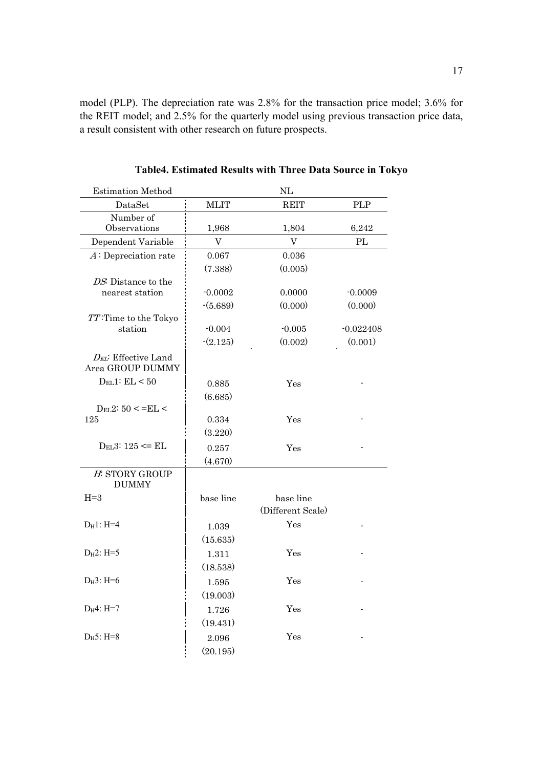model (PLP). The depreciation rate was 2.8% for the transaction price model; 3.6% for the REIT model; and 2.5% for the quarterly model using previous transaction price data, a result consistent with other research on future prospects.

**Table4. Estimated Results with Three Data Source in Tokyo**

| Estimation Method | NL | | |
|---|---|---|---|
| DataSet | MLIT | REIT | PLP |
| Number of Observations | 1,968 | 1,804 | 6,242 |
| Dependent Variable | V | V | PL |
| $A$ : Depreciation rate | 0.067 | 0.036 | |
| | (7.388) | (0.005) | |
| $DS$: Distance to the nearest station | -0.0002 | 0.0000 | -0.0009 |
| | -(5.689) | (0.000) | (0.000) |
| $TT$ :Time to the Tokyo station | -0.004 | -0.005 | -0.022408 |
| | -(2.125) | (0.002) | (0.001) |
| $D_{EL}$: Effective Land Area GROUP DUMMY | | | |
| $D_{EL}1$: EL < 50 | 0.885 | Yes | - |
| | (6.685) | | |
| $D_{EL}2$: 50 < =EL < 125 | 0.334 | Yes | - |
| | (3.220) | | |
| $D_{EL}3$: 125 <= EL | 0.257 | Yes | - |
| | (4.670) | | |
| $H$: STORY GROUP DUMMY | | | |
| H=3 | base line | base line (Different Scale) | |
| $D_H1$: H=4 | 1.039 | Yes | - |
| | (15.635) | | |
| $D_H2$: H=5 | 1.311 | Yes | - |
| | (18.538) | | |
| $D_H3$: H=6 | 1.595 | Yes | - |
| | (19.003) | | |
| $D_H4$: H=7 | 1.726 | Yes | - |
| | (19.431) | | |
| $D_H5$: H=8 | 2.096 | Yes | - |
| | (20.195) | | |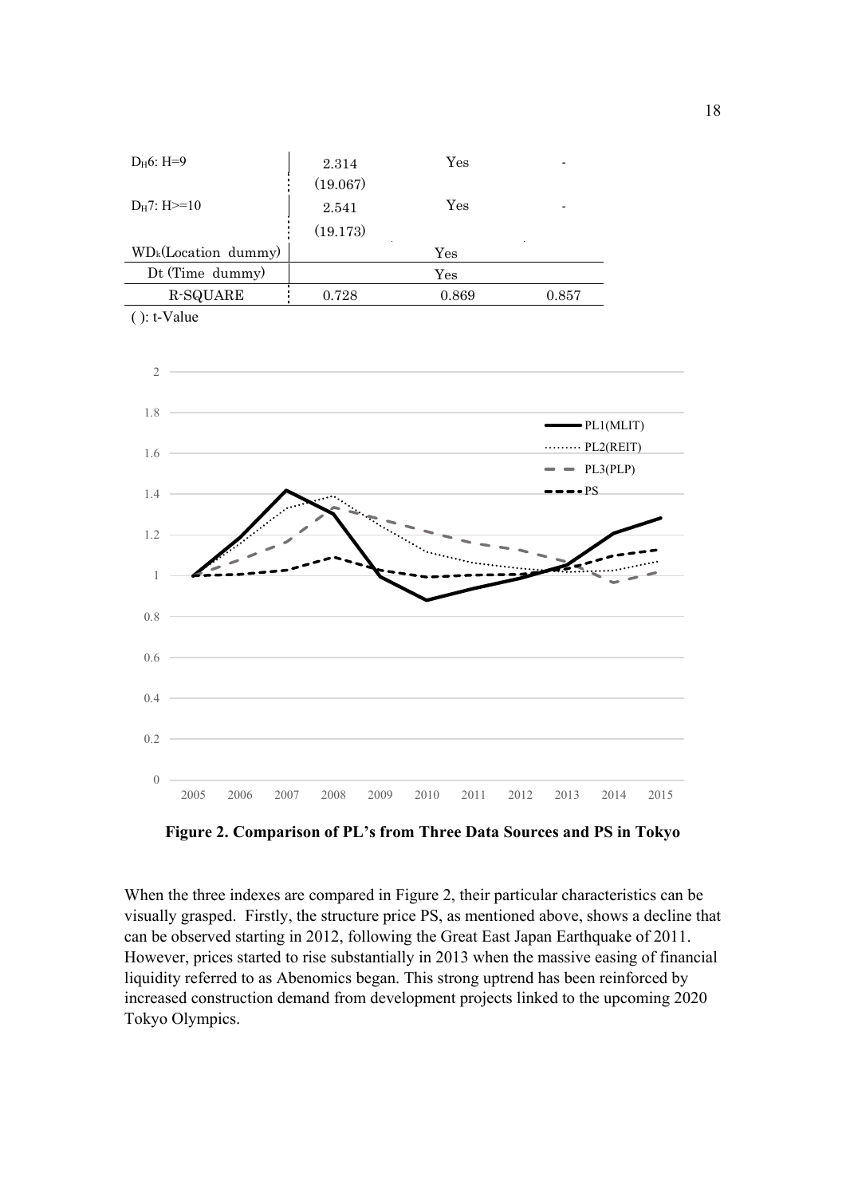| | | | |
|---|---|---|---|
| $D_H6$: H=9 | 2.314 (19.067) | Yes | - |
| $D_H7$: H>=10 | 2.541 (19.173) | Yes | - |
| $WD_k$(Location dummy) | | Yes | |
| Dt (Time dummy) | | Yes | |
| R-SQUARE | 0.728 | 0.869 | 0.857 |

( ): t-Value

**Figure 2. Comparison of PL's from Three Data Sources and PS in Tokyo**

When the three indexes are compared in Figure 2, their particular characteristics can be visually grasped. Firstly, the structure price PS, as mentioned above, shows a decline that can be observed starting in 2012, following the Great East Japan Earthquake of 2011. However, prices started to rise substantially in 2013 when the massive easing of financial liquidity referred to as Abenomics began. This strong uptrend has been reinforced by increased construction demand from development projects linked to the upcoming 2020 Tokyo Olympics.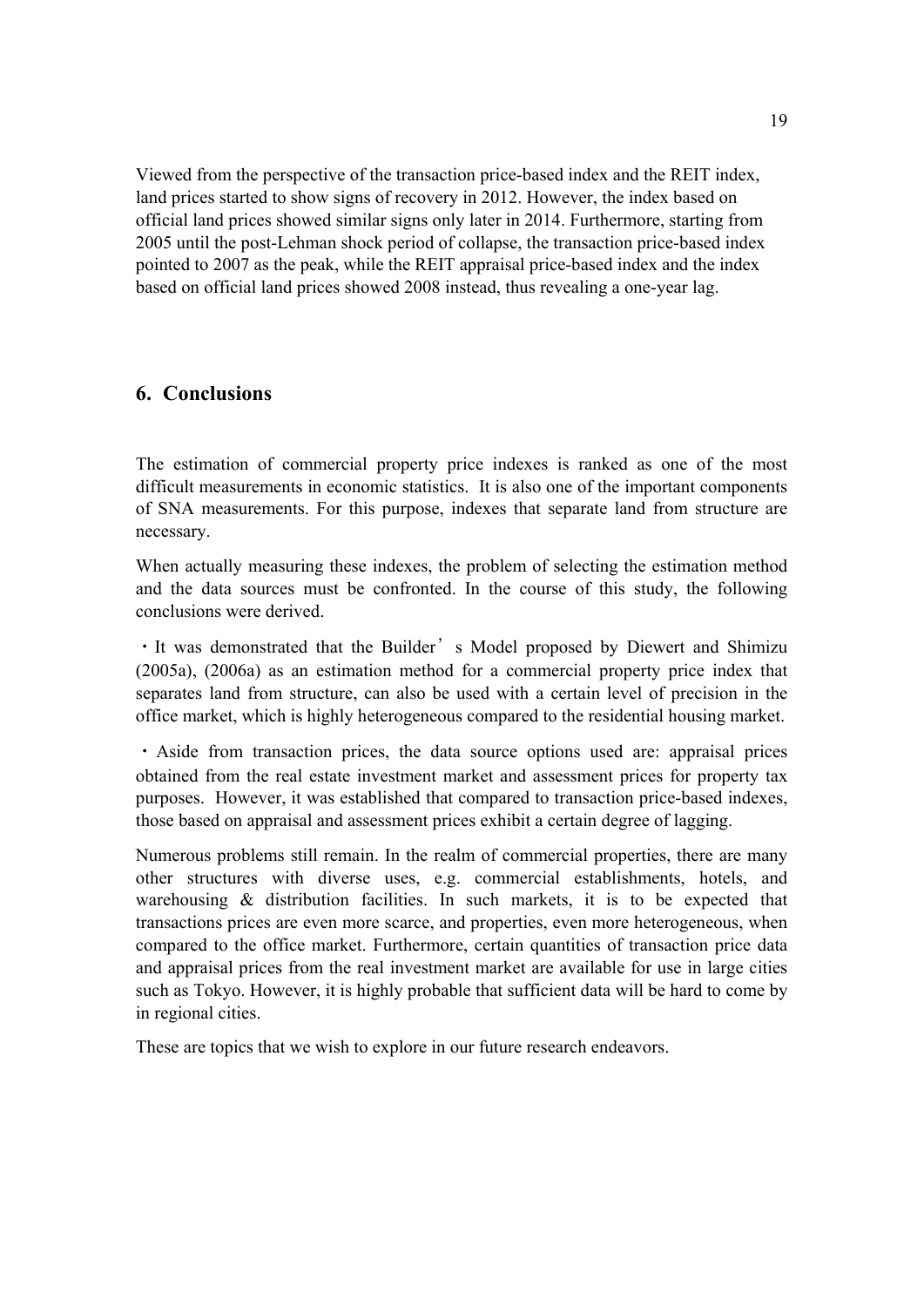Viewed from the perspective of the transaction price-based index and the REIT index, land prices started to show signs of recovery in 2012. However, the index based on official land prices showed similar signs only later in 2014. Furthermore, starting from 2005 until the post-Lehman shock period of collapse, the transaction price-based index pointed to 2007 as the peak, while the REIT appraisal price-based index and the index based on official land prices showed 2008 instead, thus revealing a one-year lag.

## 6. Conclusions

The estimation of commercial property price indexes is ranked as one of the most difficult measurements in economic statistics. It is also one of the important components of SNA measurements. For this purpose, indexes that separate land from structure are necessary.

When actually measuring these indexes, the problem of selecting the estimation method and the data sources must be confronted. In the course of this study, the following conclusions were derived.

・It was demonstrated that the Builder's Model proposed by Diewert and Shimizu (2005a), (2006a) as an estimation method for a commercial property price index that separates land from structure, can also be used with a certain level of precision in the office market, which is highly heterogeneous compared to the residential housing market.

・Aside from transaction prices, the data source options used are: appraisal prices obtained from the real estate investment market and assessment prices for property tax purposes. However, it was established that compared to transaction price-based indexes, those based on appraisal and assessment prices exhibit a certain degree of lagging.

Numerous problems still remain. In the realm of commercial properties, there are many other structures with diverse uses, e.g. commercial establishments, hotels, and warehousing & distribution facilities. In such markets, it is to be expected that transactions prices are even more scarce, and properties, even more heterogeneous, when compared to the office market. Furthermore, certain quantities of transaction price data and appraisal prices from the real investment market are available for use in large cities such as Tokyo. However, it is highly probable that sufficient data will be hard to come by in regional cities.

These are topics that we wish to explore in our future research endeavors.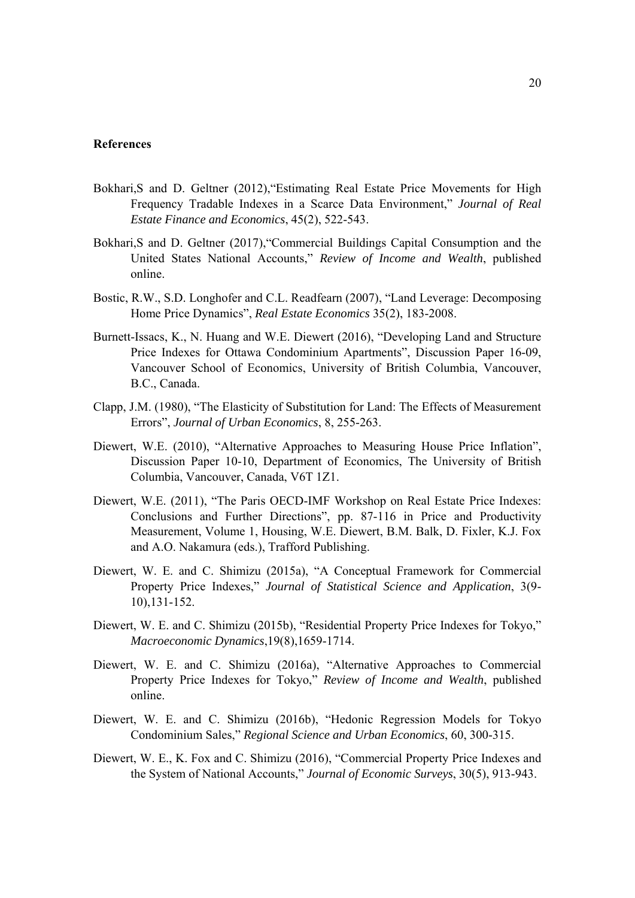**References**

Bokhari,S and D. Geltner (2012),"Estimating Real Estate Price Movements for High Frequency Tradable Indexes in a Scarce Data Environment," *Journal of Real Estate Finance and Economics*, 45(2), 522-543.

Bokhari,S and D. Geltner (2017),"Commercial Buildings Capital Consumption and the United States National Accounts," *Review of Income and Wealth*, published online.

Bostic, R.W., S.D. Longhofer and C.L. Readfearn (2007), "Land Leverage: Decomposing Home Price Dynamics", *Real Estate Economics* 35(2), 183-2008.

Burnett-Issacs, K., N. Huang and W.E. Diewert (2016), "Developing Land and Structure Price Indexes for Ottawa Condominium Apartments", Discussion Paper 16-09, Vancouver School of Economics, University of British Columbia, Vancouver, B.C., Canada.

Clapp, J.M. (1980), "The Elasticity of Substitution for Land: The Effects of Measurement Errors", *Journal of Urban Economics*, 8, 255-263.

Diewert, W.E. (2010), "Alternative Approaches to Measuring House Price Inflation", Discussion Paper 10-10, Department of Economics, The University of British Columbia, Vancouver, Canada, V6T 1Z1.

Diewert, W.E. (2011), "The Paris OECD-IMF Workshop on Real Estate Price Indexes: Conclusions and Further Directions", pp. 87-116 in Price and Productivity Measurement, Volume 1, Housing, W.E. Diewert, B.M. Balk, D. Fixler, K.J. Fox and A.O. Nakamura (eds.), Trafford Publishing.

Diewert, W. E. and C. Shimizu (2015a), "A Conceptual Framework for Commercial Property Price Indexes," *Journal of Statistical Science and Application*, 3(9-10),131-152.

Diewert, W. E. and C. Shimizu (2015b), "Residential Property Price Indexes for Tokyo," *Macroeconomic Dynamics*,19(8),1659-1714.

Diewert, W. E. and C. Shimizu (2016a), "Alternative Approaches to Commercial Property Price Indexes for Tokyo," *Review of Income and Wealth*, published online.

Diewert, W. E. and C. Shimizu (2016b), "Hedonic Regression Models for Tokyo Condominium Sales," *Regional Science and Urban Economics*, 60, 300-315.

Diewert, W. E., K. Fox and C. Shimizu (2016), "Commercial Property Price Indexes and the System of National Accounts," *Journal of Economic Surveys*, 30(5), 913-943.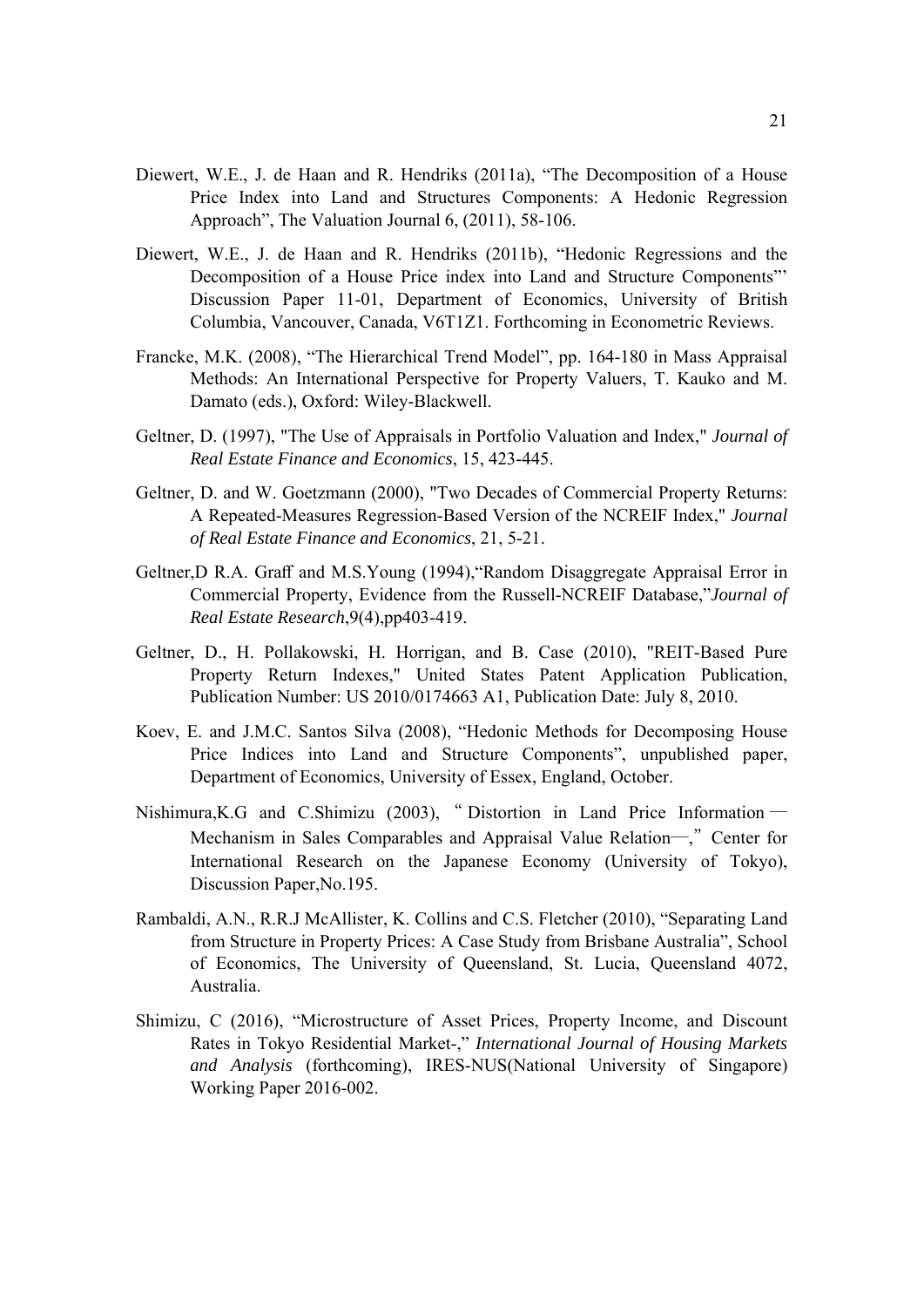Diewert, W.E., J. de Haan and R. Hendriks (2011a), "The Decomposition of a House Price Index into Land and Structures Components: A Hedonic Regression Approach", The Valuation Journal 6, (2011), 58-106.

Diewert, W.E., J. de Haan and R. Hendriks (2011b), "Hedonic Regressions and the Decomposition of a House Price index into Land and Structure Components"' Discussion Paper 11-01, Department of Economics, University of British Columbia, Vancouver, Canada, V6T1Z1. Forthcoming in Econometric Reviews.

Francke, M.K. (2008), "The Hierarchical Trend Model", pp. 164-180 in Mass Appraisal Methods: An International Perspective for Property Valuers, T. Kauko and M. Damato (eds.), Oxford: Wiley-Blackwell.

Geltner, D. (1997), "The Use of Appraisals in Portfolio Valuation and Index," *Journal of Real Estate Finance and Economics*, 15, 423-445.

Geltner, D. and W. Goetzmann (2000), "Two Decades of Commercial Property Returns: A Repeated-Measures Regression-Based Version of the NCREIF Index," *Journal of Real Estate Finance and Economics*, 21, 5-21.

Geltner,D R.A. Graff and M.S.Young (1994),"Random Disaggregate Appraisal Error in Commercial Property, Evidence from the Russell-NCREIF Database,"*Journal of Real Estate Research*,9(4),pp403-419.

Geltner, D., H. Pollakowski, H. Horrigan, and B. Case (2010), "REIT-Based Pure Property Return Indexes," United States Patent Application Publication, Publication Number: US 2010/0174663 A1, Publication Date: July 8, 2010.

Koev, E. and J.M.C. Santos Silva (2008), "Hedonic Methods for Decomposing House Price Indices into Land and Structure Components", unpublished paper, Department of Economics, University of Essex, England, October.

Nishimura,K.G and C.Shimizu (2003), "Distortion in Land Price Information — Mechanism in Sales Comparables and Appraisal Value Relation—," Center for International Research on the Japanese Economy (University of Tokyo), Discussion Paper,No.195.

Rambaldi, A.N., R.R.J McAllister, K. Collins and C.S. Fletcher (2010), "Separating Land from Structure in Property Prices: A Case Study from Brisbane Australia", School of Economics, The University of Queensland, St. Lucia, Queensland 4072, Australia.

Shimizu, C (2016), "Microstructure of Asset Prices, Property Income, and Discount Rates in Tokyo Residential Market-," *International Journal of Housing Markets and Analysis* (forthcoming), IRES-NUS(National University of Singapore) Working Paper 2016-002.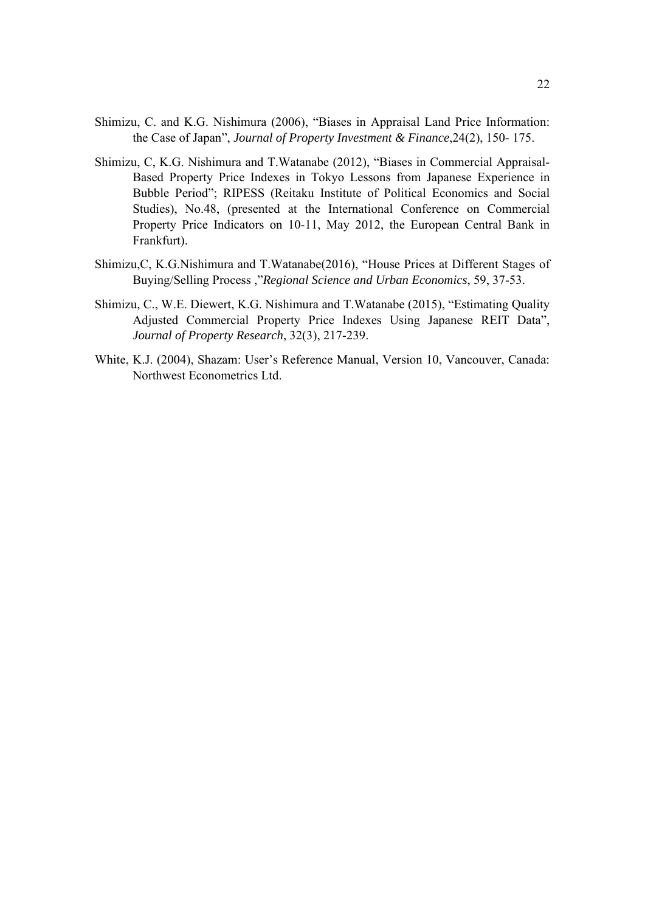Shimizu, C. and K.G. Nishimura (2006), “Biases in Appraisal Land Price Information: the Case of Japan”, *Journal of Property Investment & Finance*,24(2), 150- 175.

Shimizu, C, K.G. Nishimura and T.Watanabe (2012), “Biases in Commercial Appraisal-Based Property Price Indexes in Tokyo Lessons from Japanese Experience in Bubble Period”; RIPESS (Reitaku Institute of Political Economics and Social Studies), No.48, (presented at the International Conference on Commercial Property Price Indicators on 10-11, May 2012, the European Central Bank in Frankfurt).

Shimizu,C, K.G.Nishimura and T.Watanabe(2016), “House Prices at Different Stages of Buying/Selling Process ,”*Regional Science and Urban Economics*, 59, 37-53.

Shimizu, C., W.E. Diewert, K.G. Nishimura and T.Watanabe (2015), “Estimating Quality Adjusted Commercial Property Price Indexes Using Japanese REIT Data”, *Journal of Property Research*, 32(3), 217-239.

White, K.J. (2004), Shazam: User’s Reference Manual, Version 10, Vancouver, Canada: Northwest Econometrics Ltd.